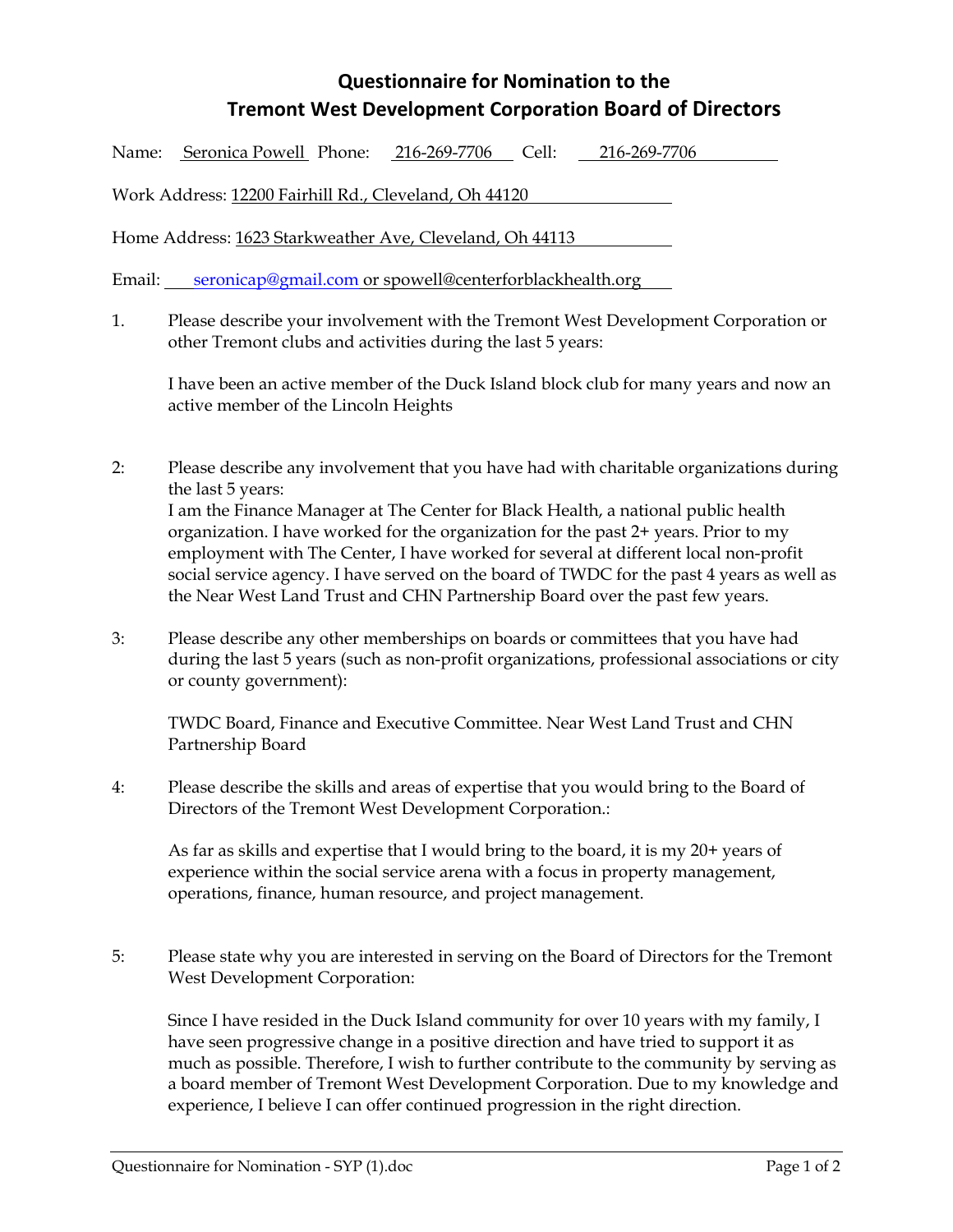# Questionnaire for Nomination to the Tremont West Development Corporation Board of Directors

Name: Seronica Powell Phone: 216-269-7706 Cell: 216-269-7706

Work Address: 12200 Fairhill Rd., Cleveland, Oh 44120

Home Address: 1623 Starkweather Ave, Cleveland, Oh 44113

Email: seronicap@gmail.com or spowell@centerforblackhealth.org

1. Please describe your involvement with the Tremont West Development Corporation or other Tremont clubs and activities during the last 5 years:

   I have been an active member of the Duck Island block club for many years and now an active member of the Lincoln Heights

2: Please describe any involvement that you have had with charitable organizations during the last 5 years:
   I am the Finance Manager at The Center for Black Health, a national public health organization. I have worked for the organization for the past 2+ years. Prior to my employment with The Center, I have worked for several at different local non-profit social service agency. I have served on the board of TWDC for the past 4 years as well as the Near West Land Trust and CHN Partnership Board over the past few years.

3: Please describe any other memberships on boards or committees that you have had during the last 5 years (such as non-profit organizations, professional associations or city or county government):

   TWDC Board, Finance and Executive Committee. Near West Land Trust and CHN Partnership Board

4: Please describe the skills and areas of expertise that you would bring to the Board of Directors of the Tremont West Development Corporation.:

   As far as skills and expertise that I would bring to the board, it is my 20+ years of experience within the social service arena with a focus in property management, operations, finance, human resource, and project management.

5: Please state why you are interested in serving on the Board of Directors for the Tremont West Development Corporation:

   Since I have resided in the Duck Island community for over 10 years with my family, I have seen progressive change in a positive direction and have tried to support it as much as possible. Therefore, I wish to further contribute to the community by serving as a board member of Tremont West Development Corporation. Due to my knowledge and experience, I believe I can offer continued progression in the right direction.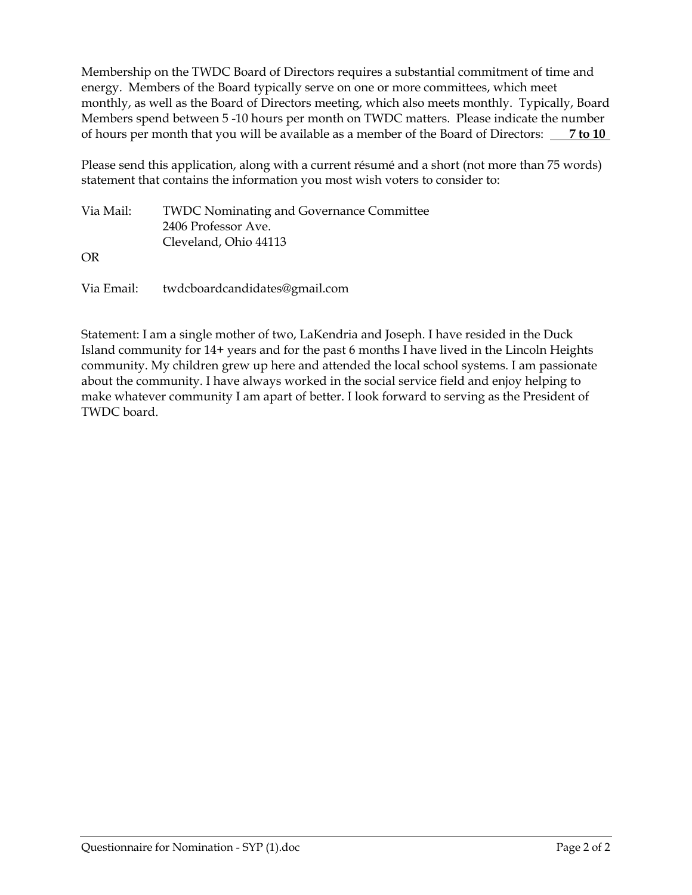Membership on the TWDC Board of Directors requires a substantial commitment of time and energy. Members of the Board typically serve on one or more committees, which meet monthly, as well as the Board of Directors meeting, which also meets monthly. Typically, Board Members spend between 5 -10 hours per month on TWDC matters. Please indicate the number of hours per month that you will be available as a member of the Board of Directors: **7 to 10**

Please send this application, along with a current résumé and a short (not more than 75 words) statement that contains the information you most wish voters to consider to:

Via Mail: TWDC Nominating and Governance Committee
2406 Professor Ave.
Cleveland, Ohio 44113

OR

Via Email: twdcboardcandidates@gmail.com

Statement: I am a single mother of two, LaKendria and Joseph. I have resided in the Duck Island community for 14+ years and for the past 6 months I have lived in the Lincoln Heights community. My children grew up here and attended the local school systems. I am passionate about the community. I have always worked in the social service field and enjoy helping to make whatever community I am apart of better. I look forward to serving as the President of TWDC board.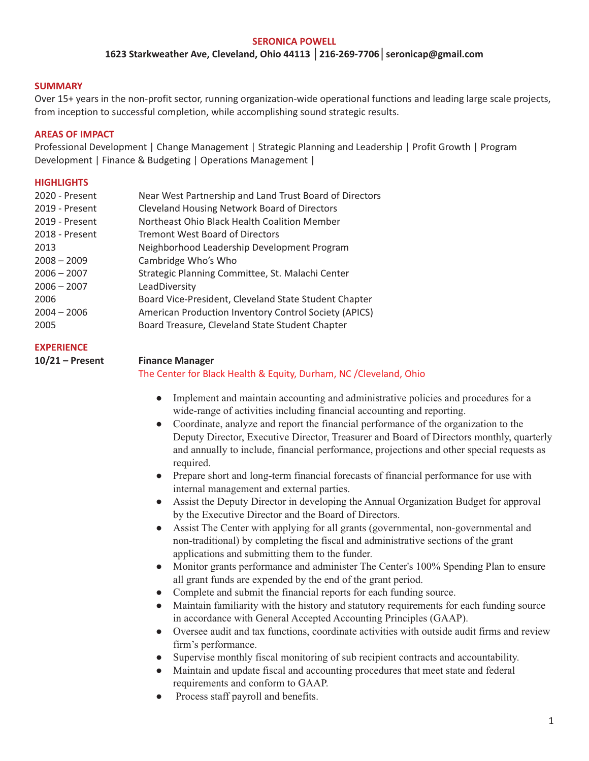# SERONICA POWELL

**1623 Starkweather Ave, Cleveland, Ohio 44113 │216-269-7706│seronicap@gmail.com**

## SUMMARY

Over 15+ years in the non-profit sector, running organization-wide operational functions and leading large scale projects, from inception to successful completion, while accomplishing sound strategic results.

## AREAS OF IMPACT

Professional Development | Change Management | Strategic Planning and Leadership | Profit Growth | Program Development | Finance & Budgeting | Operations Management |

## HIGHLIGHTS

| | |
|---|---|
| 2020 - Present | Near West Partnership and Land Trust Board of Directors |
| 2019 - Present | Cleveland Housing Network Board of Directors |
| 2019 - Present | Northeast Ohio Black Health Coalition Member |
| 2018 - Present | Tremont West Board of Directors |
| 2013 | Neighborhood Leadership Development Program |
| 2008 – 2009 | Cambridge Who's Who |
| 2006 – 2007 | Strategic Planning Committee, St. Malachi Center |
| 2006 – 2007 | LeadDiversity |
| 2006 | Board Vice-President, Cleveland State Student Chapter |
| 2004 – 2006 | American Production Inventory Control Society (APICS) |
| 2005 | Board Treasure, Cleveland State Student Chapter |

## EXPERIENCE

**10/21 – Present** **Finance Manager**

The Center for Black Health & Equity, Durham, NC /Cleveland, Ohio

- Implement and maintain accounting and administrative policies and procedures for a wide-range of activities including financial accounting and reporting.
- Coordinate, analyze and report the financial performance of the organization to the Deputy Director, Executive Director, Treasurer and Board of Directors monthly, quarterly and annually to include, financial performance, projections and other special requests as required.
- Prepare short and long-term financial forecasts of financial performance for use with internal management and external parties.
- Assist the Deputy Director in developing the Annual Organization Budget for approval by the Executive Director and the Board of Directors.
- Assist The Center with applying for all grants (governmental, non-governmental and non-traditional) by completing the fiscal and administrative sections of the grant applications and submitting them to the funder.
- Monitor grants performance and administer The Center's 100% Spending Plan to ensure all grant funds are expended by the end of the grant period.
- Complete and submit the financial reports for each funding source.
- Maintain familiarity with the history and statutory requirements for each funding source in accordance with General Accepted Accounting Principles (GAAP).
- Oversee audit and tax functions, coordinate activities with outside audit firms and review firm's performance.
- Supervise monthly fiscal monitoring of sub recipient contracts and accountability.
- Maintain and update fiscal and accounting procedures that meet state and federal requirements and conform to GAAP.
- Process staff payroll and benefits.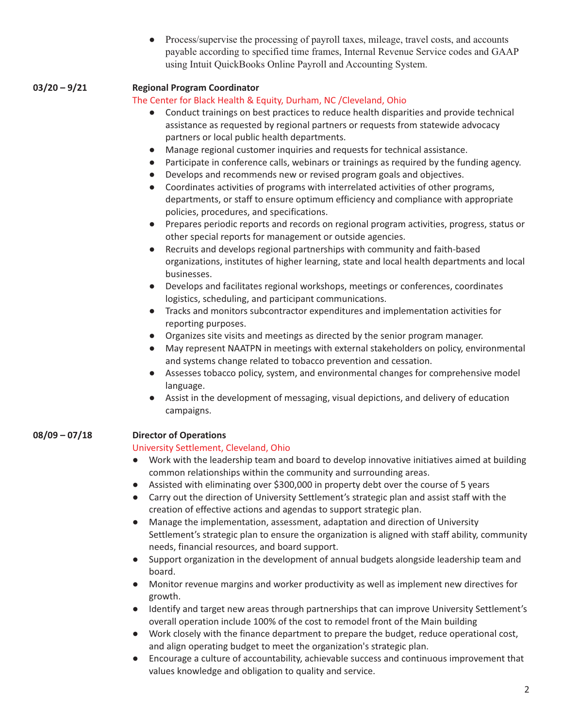- Process/supervise the processing of payroll taxes, mileage, travel costs, and accounts payable according to specified time frames, Internal Revenue Service codes and GAAP using Intuit QuickBooks Online Payroll and Accounting System.

**03/20 – 9/21** **Regional Program Coordinator**

The Center for Black Health & Equity, Durham, NC /Cleveland, Ohio

- Conduct trainings on best practices to reduce health disparities and provide technical assistance as requested by regional partners or requests from statewide advocacy partners or local public health departments.
- Manage regional customer inquiries and requests for technical assistance.
- Participate in conference calls, webinars or trainings as required by the funding agency.
- Develops and recommends new or revised program goals and objectives.
- Coordinates activities of programs with interrelated activities of other programs, departments, or staff to ensure optimum efficiency and compliance with appropriate policies, procedures, and specifications.
- Prepares periodic reports and records on regional program activities, progress, status or other special reports for management or outside agencies.
- Recruits and develops regional partnerships with community and faith-based organizations, institutes of higher learning, state and local health departments and local businesses.
- Develops and facilitates regional workshops, meetings or conferences, coordinates logistics, scheduling, and participant communications.
- Tracks and monitors subcontractor expenditures and implementation activities for reporting purposes.
- Organizes site visits and meetings as directed by the senior program manager.
- May represent NAATPN in meetings with external stakeholders on policy, environmental and systems change related to tobacco prevention and cessation.
- Assesses tobacco policy, system, and environmental changes for comprehensive model language.
- Assist in the development of messaging, visual depictions, and delivery of education campaigns.

**08/09 – 07/18** **Director of Operations**

University Settlement, Cleveland, Ohio

- Work with the leadership team and board to develop innovative initiatives aimed at building common relationships within the community and surrounding areas.
- Assisted with eliminating over $300,000 in property debt over the course of 5 years
- Carry out the direction of University Settlement's strategic plan and assist staff with the creation of effective actions and agendas to support strategic plan.
- Manage the implementation, assessment, adaptation and direction of University Settlement's strategic plan to ensure the organization is aligned with staff ability, community needs, financial resources, and board support.
- Support organization in the development of annual budgets alongside leadership team and board.
- Monitor revenue margins and worker productivity as well as implement new directives for growth.
- Identify and target new areas through partnerships that can improve University Settlement's overall operation include 100% of the cost to remodel front of the Main building
- Work closely with the finance department to prepare the budget, reduce operational cost, and align operating budget to meet the organization's strategic plan.
- Encourage a culture of accountability, achievable success and continuous improvement that values knowledge and obligation to quality and service.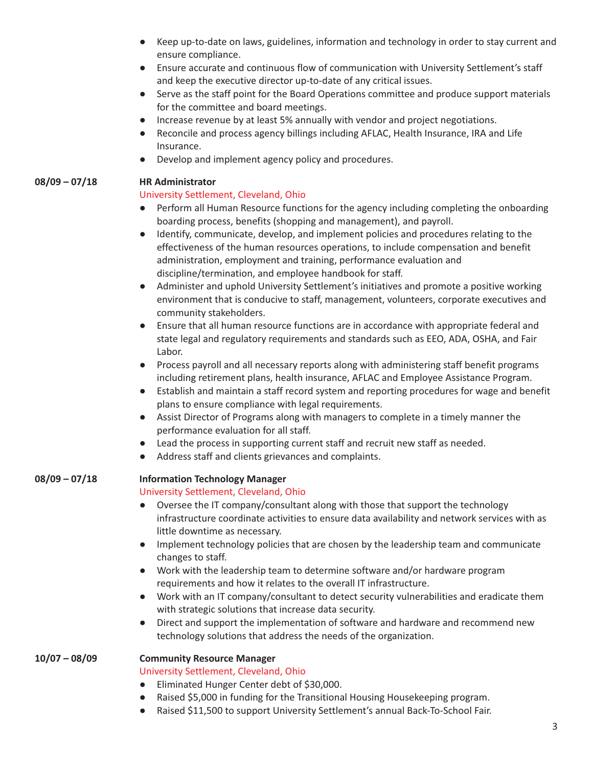- Keep up-to-date on laws, guidelines, information and technology in order to stay current and ensure compliance.
- Ensure accurate and continuous flow of communication with University Settlement's staff and keep the executive director up-to-date of any critical issues.
- Serve as the staff point for the Board Operations committee and produce support materials for the committee and board meetings.
- Increase revenue by at least 5% annually with vendor and project negotiations.
- Reconcile and process agency billings including AFLAC, Health Insurance, IRA and Life Insurance.
- Develop and implement agency policy and procedures.

**08/09 – 07/18** **HR Administrator**
University Settlement, Cleveland, Ohio

- Perform all Human Resource functions for the agency including completing the onboarding boarding process, benefits (shopping and management), and payroll.
- Identify, communicate, develop, and implement policies and procedures relating to the effectiveness of the human resources operations, to include compensation and benefit administration, employment and training, performance evaluation and discipline/termination, and employee handbook for staff.
- Administer and uphold University Settlement's initiatives and promote a positive working environment that is conducive to staff, management, volunteers, corporate executives and community stakeholders.
- Ensure that all human resource functions are in accordance with appropriate federal and state legal and regulatory requirements and standards such as EEO, ADA, OSHA, and Fair Labor.
- Process payroll and all necessary reports along with administering staff benefit programs including retirement plans, health insurance, AFLAC and Employee Assistance Program.
- Establish and maintain a staff record system and reporting procedures for wage and benefit plans to ensure compliance with legal requirements.
- Assist Director of Programs along with managers to complete in a timely manner the performance evaluation for all staff.
- Lead the process in supporting current staff and recruit new staff as needed.
- Address staff and clients grievances and complaints.

**08/09 – 07/18** **Information Technology Manager**
University Settlement, Cleveland, Ohio

- Oversee the IT company/consultant along with those that support the technology infrastructure coordinate activities to ensure data availability and network services with as little downtime as necessary.
- Implement technology policies that are chosen by the leadership team and communicate changes to staff.
- Work with the leadership team to determine software and/or hardware program requirements and how it relates to the overall IT infrastructure.
- Work with an IT company/consultant to detect security vulnerabilities and eradicate them with strategic solutions that increase data security.
- Direct and support the implementation of software and hardware and recommend new technology solutions that address the needs of the organization.

**10/07 – 08/09** **Community Resource Manager**
University Settlement, Cleveland, Ohio

- Eliminated Hunger Center debt of $30,000.
- Raised $5,000 in funding for the Transitional Housing Housekeeping program.
- Raised $11,500 to support University Settlement's annual Back-To-School Fair.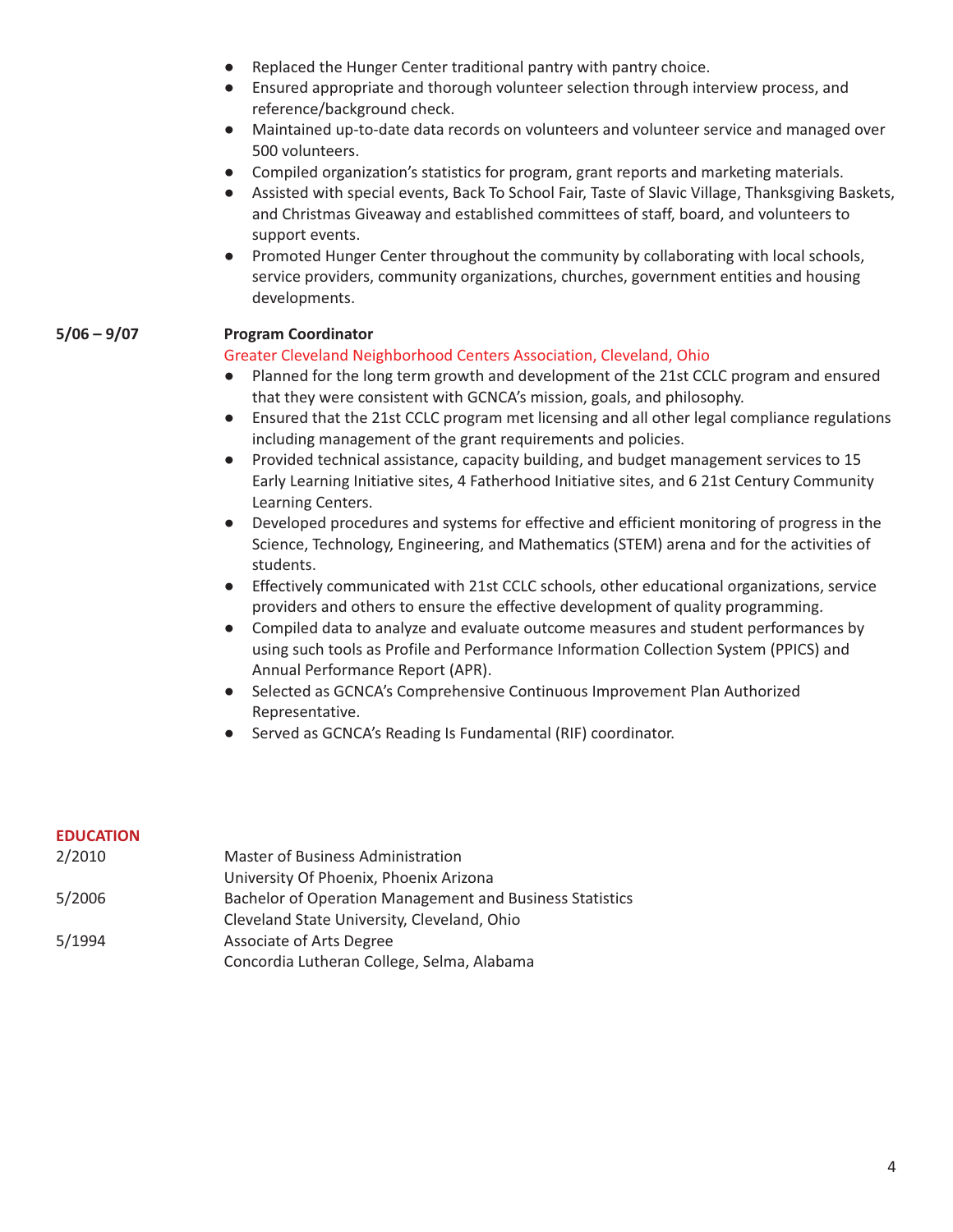- Replaced the Hunger Center traditional pantry with pantry choice.
- Ensured appropriate and thorough volunteer selection through interview process, and reference/background check.
- Maintained up-to-date data records on volunteers and volunteer service and managed over 500 volunteers.
- Compiled organization's statistics for program, grant reports and marketing materials.
- Assisted with special events, Back To School Fair, Taste of Slavic Village, Thanksgiving Baskets, and Christmas Giveaway and established committees of staff, board, and volunteers to support events.
- Promoted Hunger Center throughout the community by collaborating with local schools, service providers, community organizations, churches, government entities and housing developments.

**5/06 – 9/07** **Program Coordinator**
Greater Cleveland Neighborhood Centers Association, Cleveland, Ohio

- Planned for the long term growth and development of the 21st CCLC program and ensured that they were consistent with GCNCA's mission, goals, and philosophy.
- Ensured that the 21st CCLC program met licensing and all other legal compliance regulations including management of the grant requirements and policies.
- Provided technical assistance, capacity building, and budget management services to 15 Early Learning Initiative sites, 4 Fatherhood Initiative sites, and 6 21st Century Community Learning Centers.
- Developed procedures and systems for effective and efficient monitoring of progress in the Science, Technology, Engineering, and Mathematics (STEM) arena and for the activities of students.
- Effectively communicated with 21st CCLC schools, other educational organizations, service providers and others to ensure the effective development of quality programming.
- Compiled data to analyze and evaluate outcome measures and student performances by using such tools as Profile and Performance Information Collection System (PPICS) and Annual Performance Report (APR).
- Selected as GCNCA's Comprehensive Continuous Improvement Plan Authorized Representative.
- Served as GCNCA's Reading Is Fundamental (RIF) coordinator.

## EDUCATION

2/2010 Master of Business Administration
University Of Phoenix, Phoenix Arizona

5/2006 Bachelor of Operation Management and Business Statistics
Cleveland State University, Cleveland, Ohio

5/1994 Associate of Arts Degree
Concordia Lutheran College, Selma, Alabama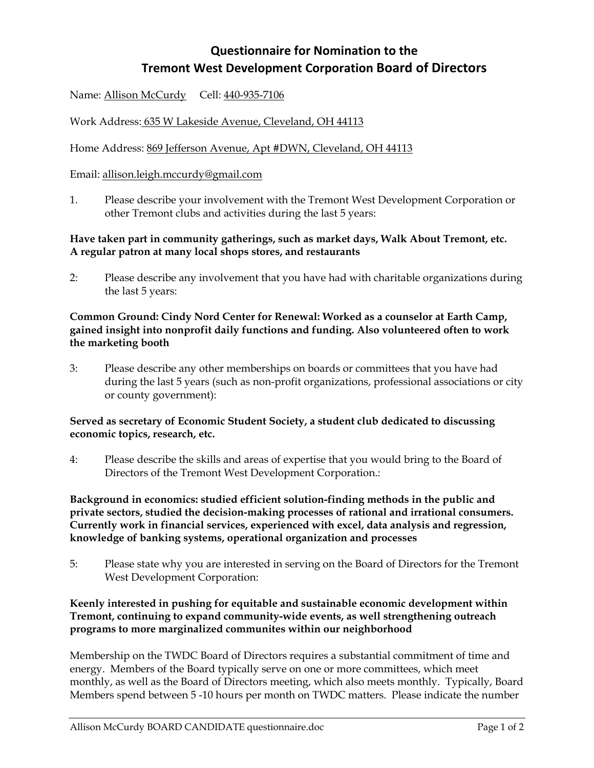# Questionnaire for Nomination to the Tremont West Development Corporation Board of Directors

Name: Allison McCurdy Cell: 440-935-7106

Work Address: 635 W Lakeside Avenue, Cleveland, OH 44113

Home Address: 869 Jefferson Avenue, Apt #DWN, Cleveland, OH 44113

Email: allison.leigh.mccurdy@gmail.com

1. Please describe your involvement with the Tremont West Development Corporation or other Tremont clubs and activities during the last 5 years:

**Have taken part in community gatherings, such as market days, Walk About Tremont, etc. A regular patron at many local shops stores, and restaurants**

2: Please describe any involvement that you have had with charitable organizations during the last 5 years:

**Common Ground: Cindy Nord Center for Renewal: Worked as a counselor at Earth Camp, gained insight into nonprofit daily functions and funding. Also volunteered often to work the marketing booth**

3: Please describe any other memberships on boards or committees that you have had during the last 5 years (such as non-profit organizations, professional associations or city or county government):

**Served as secretary of Economic Student Society, a student club dedicated to discussing economic topics, research, etc.**

4: Please describe the skills and areas of expertise that you would bring to the Board of Directors of the Tremont West Development Corporation.:

**Background in economics: studied efficient solution-finding methods in the public and private sectors, studied the decision-making processes of rational and irrational consumers. Currently work in financial services, experienced with excel, data analysis and regression, knowledge of banking systems, operational organization and processes**

5: Please state why you are interested in serving on the Board of Directors for the Tremont West Development Corporation:

**Keenly interested in pushing for equitable and sustainable economic development within Tremont, continuing to expand community-wide events, as well strengthening outreach programs to more marginalized communites within our neighborhood**

Membership on the TWDC Board of Directors requires a substantial commitment of time and energy. Members of the Board typically serve on one or more committees, which meet monthly, as well as the Board of Directors meeting, which also meets monthly. Typically, Board Members spend between 5 -10 hours per month on TWDC matters. Please indicate the number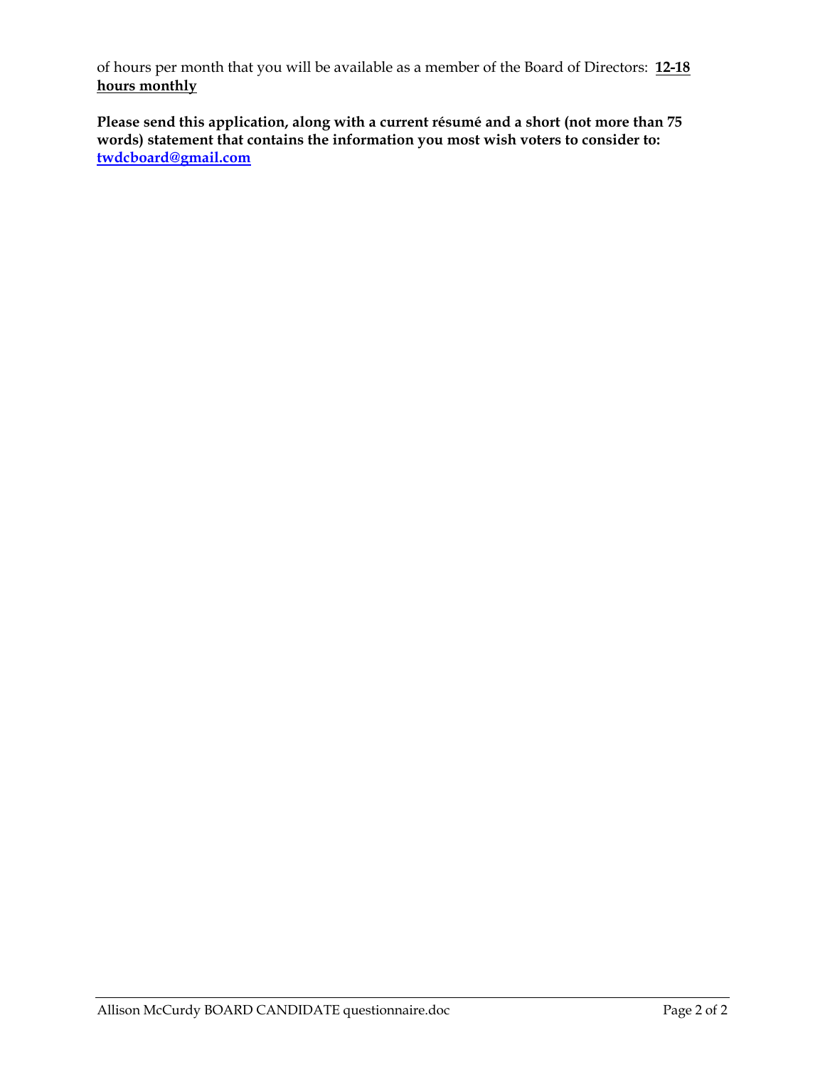of hours per month that you will be available as a member of the Board of Directors: **12-18 hours monthly**

**Please send this application, along with a current résumé and a short (not more than 75 words) statement that contains the information you most wish voters to consider to: twdcboard@gmail.com**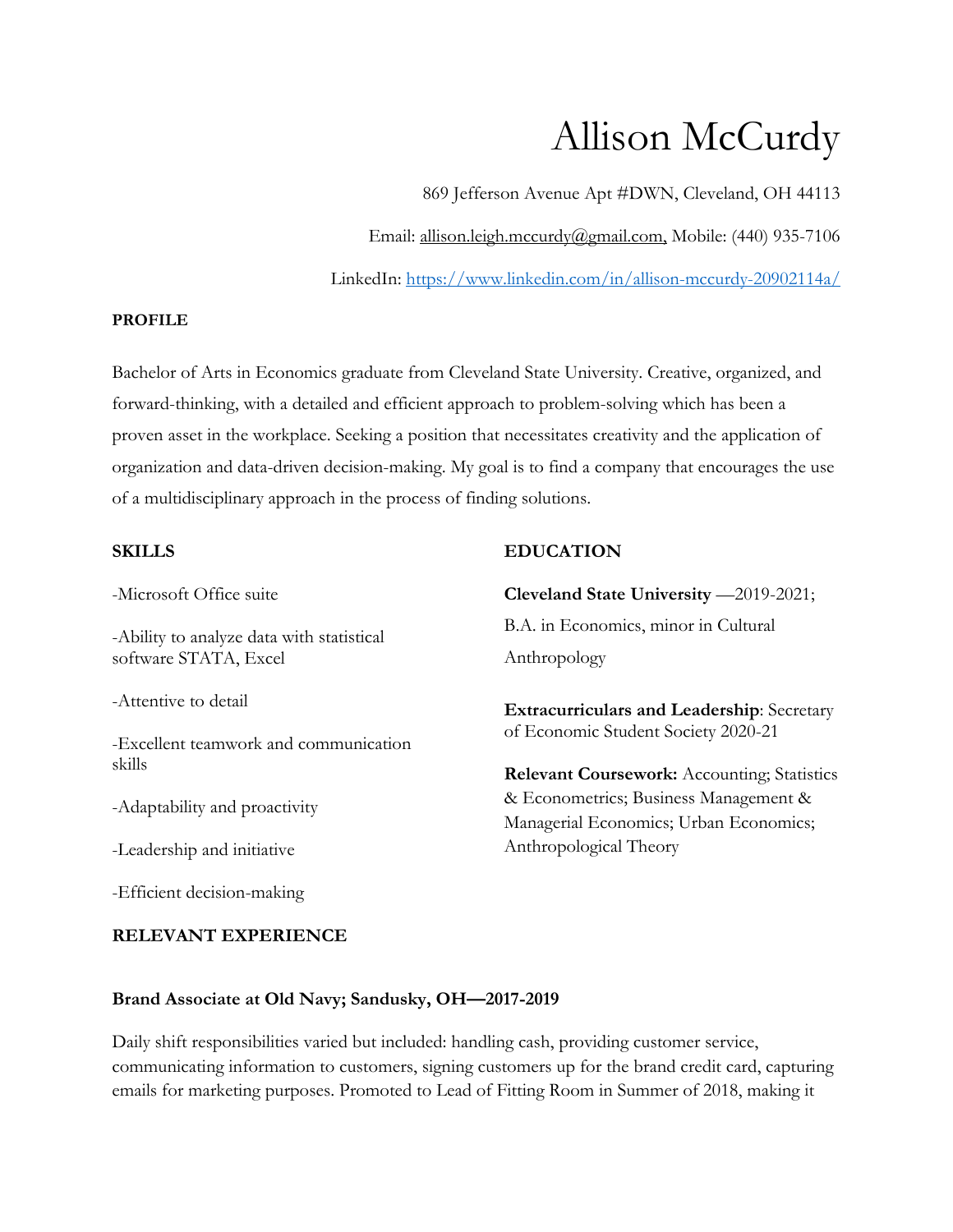# Allison McCurdy

869 Jefferson Avenue Apt #DWN, Cleveland, OH 44113

Email: allison.leigh.mccurdy@gmail.com, Mobile: (440) 935-7106

LinkedIn: https://www.linkedin.com/in/allison-mccurdy-20902114a/

**PROFILE**

Bachelor of Arts in Economics graduate from Cleveland State University. Creative, organized, and forward-thinking, with a detailed and efficient approach to problem-solving which has been a proven asset in the workplace. Seeking a position that necessitates creativity and the application of organization and data-driven decision-making. My goal is to find a company that encourages the use of a multidisciplinary approach in the process of finding solutions.

**SKILLS**

-Microsoft Office suite

-Ability to analyze data with statistical software STATA, Excel

-Attentive to detail

-Excellent teamwork and communication skills

-Adaptability and proactivity

-Leadership and initiative

-Efficient decision-making

**EDUCATION**

**Cleveland State University** —2019-2021; B.A. in Economics, minor in Cultural Anthropology

**Extracurriculars and Leadership**: Secretary of Economic Student Society 2020-21

**Relevant Coursework:** Accounting; Statistics & Econometrics; Business Management & Managerial Economics; Urban Economics; Anthropological Theory

**RELEVANT EXPERIENCE**

**Brand Associate at Old Navy; Sandusky, OH—2017-2019**

Daily shift responsibilities varied but included: handling cash, providing customer service, communicating information to customers, signing customers up for the brand credit card, capturing emails for marketing purposes. Promoted to Lead of Fitting Room in Summer of 2018, making it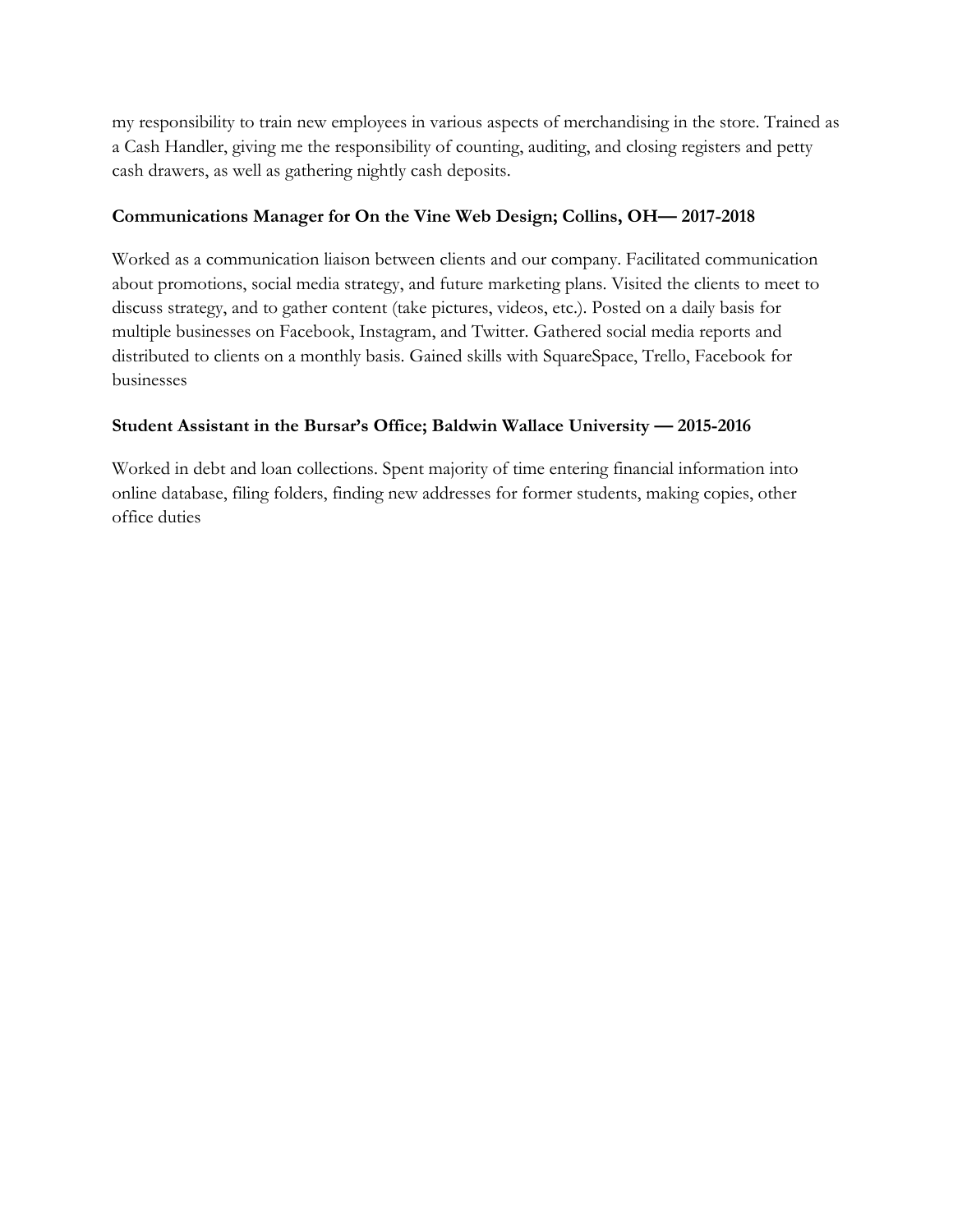my responsibility to train new employees in various aspects of merchandising in the store. Trained as a Cash Handler, giving me the responsibility of counting, auditing, and closing registers and petty cash drawers, as well as gathering nightly cash deposits.

**Communications Manager for On the Vine Web Design; Collins, OH— 2017-2018**

Worked as a communication liaison between clients and our company. Facilitated communication about promotions, social media strategy, and future marketing plans. Visited the clients to meet to discuss strategy, and to gather content (take pictures, videos, etc.). Posted on a daily basis for multiple businesses on Facebook, Instagram, and Twitter. Gathered social media reports and distributed to clients on a monthly basis. Gained skills with SquareSpace, Trello, Facebook for businesses

**Student Assistant in the Bursar's Office; Baldwin Wallace University — 2015-2016**

Worked in debt and loan collections. Spent majority of time entering financial information into online database, filing folders, finding new addresses for former students, making copies, other office duties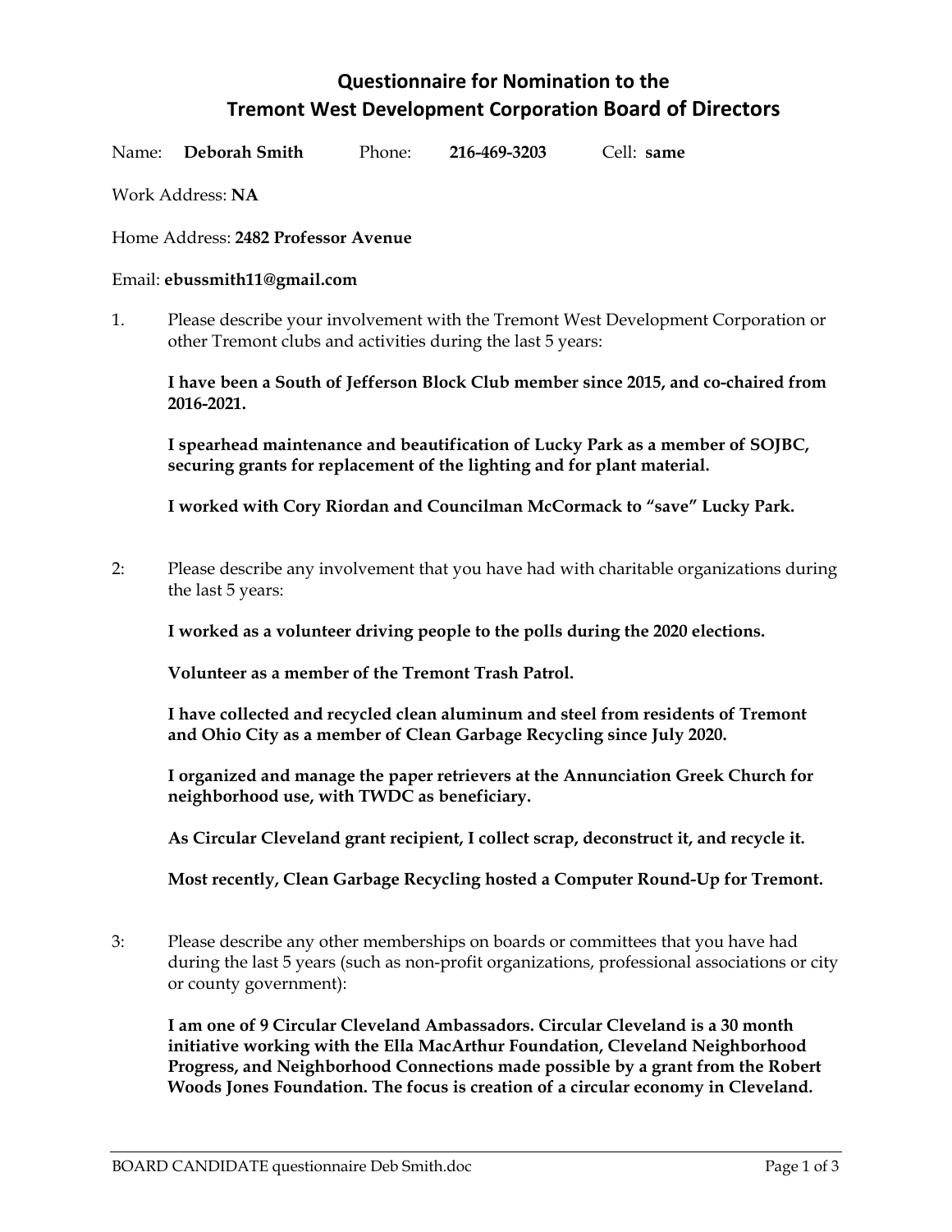# Questionnaire for Nomination to the Tremont West Development Corporation Board of Directors

Name: **Deborah Smith** Phone: **216-469-3203** Cell: **same**

Work Address: **NA**

Home Address: **2482 Professor Avenue**

Email: **ebussmith11@gmail.com**

1. Please describe your involvement with the Tremont West Development Corporation or other Tremont clubs and activities during the last 5 years:

   **I have been a South of Jefferson Block Club member since 2015, and co-chaired from 2016-2021.**

   **I spearhead maintenance and beautification of Lucky Park as a member of SOJBC, securing grants for replacement of the lighting and for plant material.**

   **I worked with Cory Riordan and Councilman McCormack to "save" Lucky Park.**

2: Please describe any involvement that you have had with charitable organizations during the last 5 years:

   **I worked as a volunteer driving people to the polls during the 2020 elections.**

   **Volunteer as a member of the Tremont Trash Patrol.**

   **I have collected and recycled clean aluminum and steel from residents of Tremont and Ohio City as a member of Clean Garbage Recycling since July 2020.**

   **I organized and manage the paper retrievers at the Annunciation Greek Church for neighborhood use, with TWDC as beneficiary.**

   **As Circular Cleveland grant recipient, I collect scrap, deconstruct it, and recycle it.**

   **Most recently, Clean Garbage Recycling hosted a Computer Round-Up for Tremont.**

3: Please describe any other memberships on boards or committees that you have had during the last 5 years (such as non-profit organizations, professional associations or city or county government):

   **I am one of 9 Circular Cleveland Ambassadors. Circular Cleveland is a 30 month initiative working with the Ella MacArthur Foundation, Cleveland Neighborhood Progress, and Neighborhood Connections made possible by a grant from the Robert Woods Jones Foundation. The focus is creation of a circular economy in Cleveland.**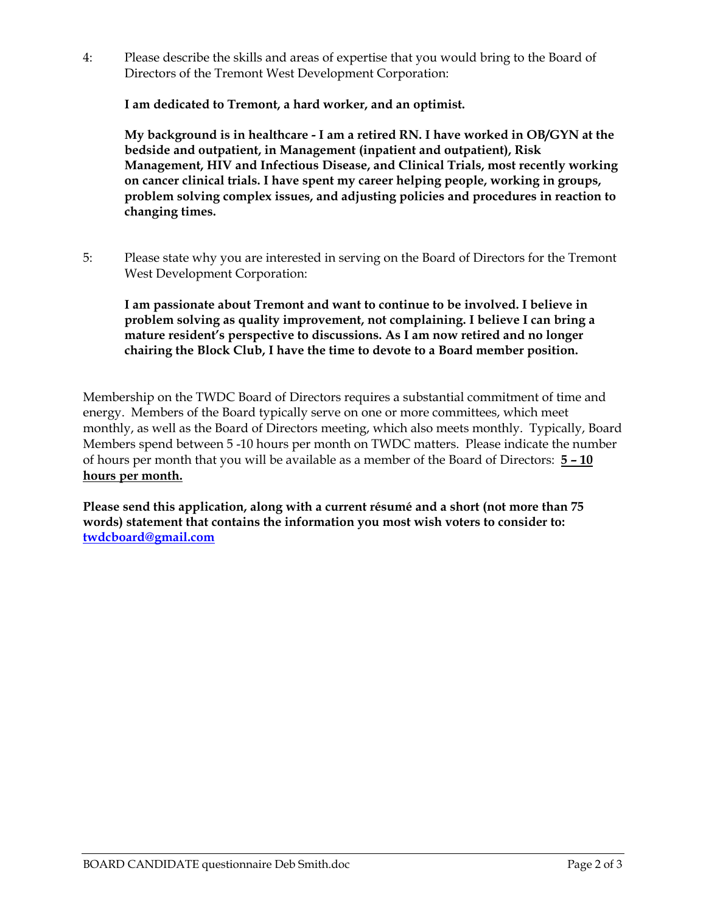4: Please describe the skills and areas of expertise that you would bring to the Board of Directors of the Tremont West Development Corporation:

**I am dedicated to Tremont, a hard worker, and an optimist.**

**My background is in healthcare - I am a retired RN. I have worked in OB/GYN at the bedside and outpatient, in Management (inpatient and outpatient), Risk Management, HIV and Infectious Disease, and Clinical Trials, most recently working on cancer clinical trials. I have spent my career helping people, working in groups, problem solving complex issues, and adjusting policies and procedures in reaction to changing times.**

5: Please state why you are interested in serving on the Board of Directors for the Tremont West Development Corporation:

**I am passionate about Tremont and want to continue to be involved. I believe in problem solving as quality improvement, not complaining. I believe I can bring a mature resident's perspective to discussions. As I am now retired and no longer chairing the Block Club, I have the time to devote to a Board member position.**

Membership on the TWDC Board of Directors requires a substantial commitment of time and energy. Members of the Board typically serve on one or more committees, which meet monthly, as well as the Board of Directors meeting, which also meets monthly. Typically, Board Members spend between 5 -10 hours per month on TWDC matters. Please indicate the number of hours per month that you will be available as a member of the Board of Directors: **5 – 10 hours per month.**

**Please send this application, along with a current résumé and a short (not more than 75 words) statement that contains the information you most wish voters to consider to: twdcboard@gmail.com**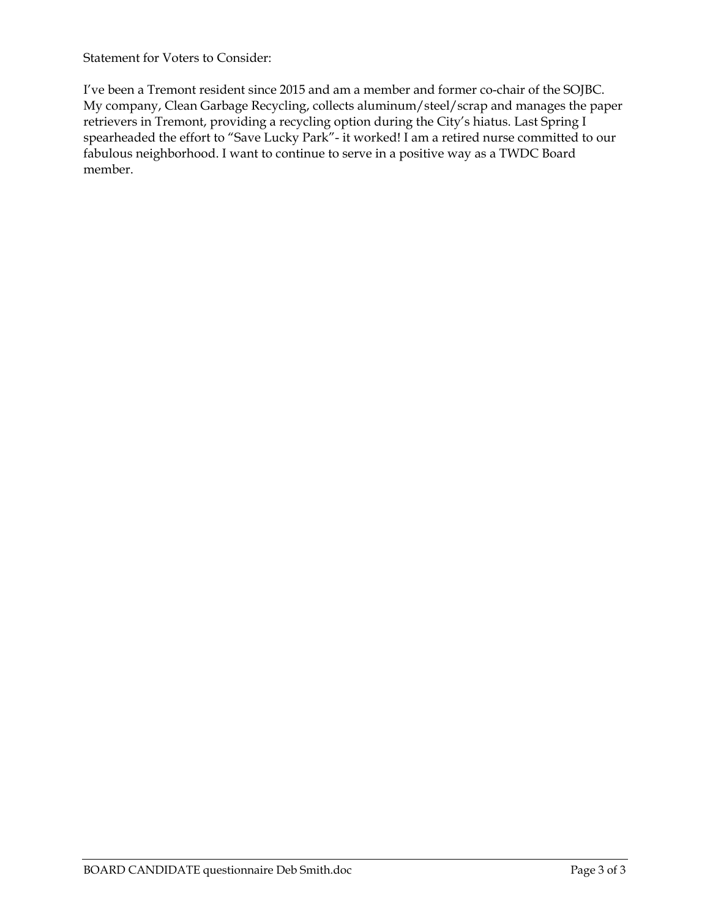Statement for Voters to Consider:

I've been a Tremont resident since 2015 and am a member and former co-chair of the SOJBC. My company, Clean Garbage Recycling, collects aluminum/steel/scrap and manages the paper retrievers in Tremont, providing a recycling option during the City's hiatus. Last Spring I spearheaded the effort to "Save Lucky Park"- it worked! I am a retired nurse committed to our fabulous neighborhood. I want to continue to serve in a positive way as a TWDC Board member.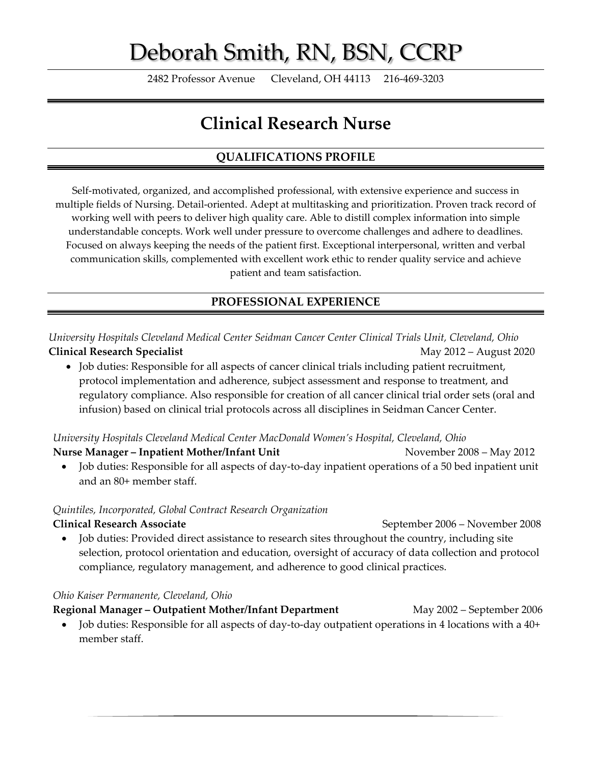# Deborah Smith, RN, BSN, CCRP

2482 Professor Avenue Cleveland, OH 44113 216-469-3203

## Clinical Research Nurse

### QUALIFICATIONS PROFILE

Self-motivated, organized, and accomplished professional, with extensive experience and success in multiple fields of Nursing. Detail-oriented. Adept at multitasking and prioritization. Proven track record of working well with peers to deliver high quality care. Able to distill complex information into simple understandable concepts. Work well under pressure to overcome challenges and adhere to deadlines. Focused on always keeping the needs of the patient first. Exceptional interpersonal, written and verbal communication skills, complemented with excellent work ethic to render quality service and achieve patient and team satisfaction.

### PROFESSIONAL EXPERIENCE

*University Hospitals Cleveland Medical Center Seidman Cancer Center Clinical Trials Unit, Cleveland, Ohio*
**Clinical Research Specialist** May 2012 – August 2020

- Job duties: Responsible for all aspects of cancer clinical trials including patient recruitment, protocol implementation and adherence, subject assessment and response to treatment, and regulatory compliance. Also responsible for creation of all cancer clinical trial order sets (oral and infusion) based on clinical trial protocols across all disciplines in Seidman Cancer Center.

*University Hospitals Cleveland Medical Center MacDonald Women's Hospital, Cleveland, Ohio*
**Nurse Manager – Inpatient Mother/Infant Unit** November 2008 – May 2012

- Job duties: Responsible for all aspects of day-to-day inpatient operations of a 50 bed inpatient unit and an 80+ member staff.

*Quintiles, Incorporated, Global Contract Research Organization*
**Clinical Research Associate** September 2006 – November 2008

- Job duties: Provided direct assistance to research sites throughout the country, including site selection, protocol orientation and education, oversight of accuracy of data collection and protocol compliance, regulatory management, and adherence to good clinical practices.

*Ohio Kaiser Permanente, Cleveland, Ohio*
**Regional Manager – Outpatient Mother/Infant Department** May 2002 – September 2006

- Job duties: Responsible for all aspects of day-to-day outpatient operations in 4 locations with a 40+ member staff.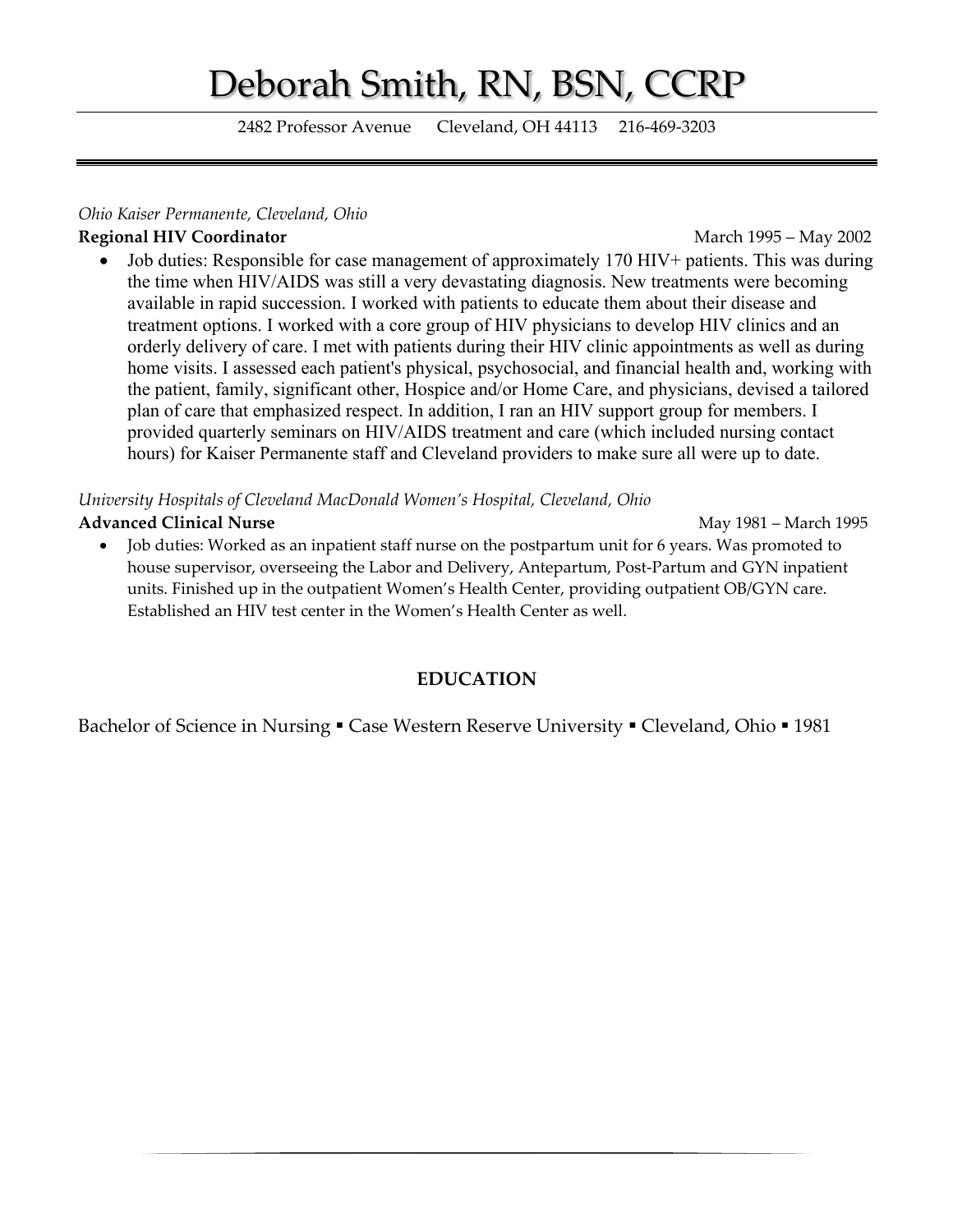# Deborah Smith, RN, BSN, CCRP

2482 Professor Avenue Cleveland, OH 44113 216-469-3203

*Ohio Kaiser Permanente, Cleveland, Ohio*

**Regional HIV Coordinator** March 1995 – May 2002

- Job duties: Responsible for case management of approximately 170 HIV+ patients. This was during the time when HIV/AIDS was still a very devastating diagnosis. New treatments were becoming available in rapid succession. I worked with patients to educate them about their disease and treatment options. I worked with a core group of HIV physicians to develop HIV clinics and an orderly delivery of care. I met with patients during their HIV clinic appointments as well as during home visits. I assessed each patient's physical, psychosocial, and financial health and, working with the patient, family, significant other, Hospice and/or Home Care, and physicians, devised a tailored plan of care that emphasized respect. In addition, I ran an HIV support group for members. I provided quarterly seminars on HIV/AIDS treatment and care (which included nursing contact hours) for Kaiser Permanente staff and Cleveland providers to make sure all were up to date.

*University Hospitals of Cleveland MacDonald Women's Hospital, Cleveland, Ohio*

**Advanced Clinical Nurse** May 1981 – March 1995

- Job duties: Worked as an inpatient staff nurse on the postpartum unit for 6 years. Was promoted to house supervisor, overseeing the Labor and Delivery, Antepartum, Post-Partum and GYN inpatient units. Finished up in the outpatient Women's Health Center, providing outpatient OB/GYN care. Established an HIV test center in the Women's Health Center as well.

## EDUCATION

Bachelor of Science in Nursing ▪ Case Western Reserve University ▪ Cleveland, Ohio ▪ 1981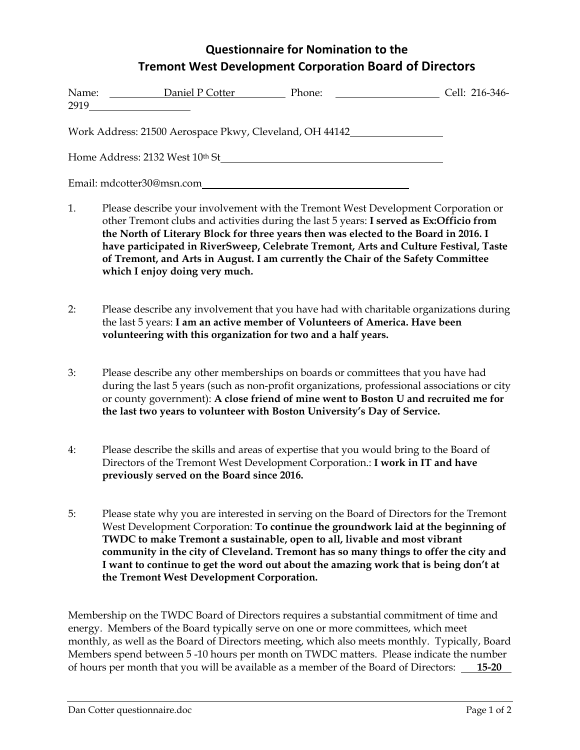## Questionnaire for Nomination to the Tremont West Development Corporation Board of Directors

Name: Daniel P Cotter Phone: Cell: 216-346-2919

Work Address: 21500 Aerospace Pkwy, Cleveland, OH 44142

Home Address: 2132 West 10th St

Email: mdcotter30@msn.com

1. Please describe your involvement with the Tremont West Development Corporation or other Tremont clubs and activities during the last 5 years: **I served as Ex:Officio from the North of Literary Block for three years then was elected to the Board in 2016. I have participated in RiverSweep, Celebrate Tremont, Arts and Culture Festival, Taste of Tremont, and Arts in August. I am currently the Chair of the Safety Committee which I enjoy doing very much.**

2: Please describe any involvement that you have had with charitable organizations during the last 5 years: **I am an active member of Volunteers of America. Have been volunteering with this organization for two and a half years.**

3: Please describe any other memberships on boards or committees that you have had during the last 5 years (such as non-profit organizations, professional associations or city or county government): **A close friend of mine went to Boston U and recruited me for the last two years to volunteer with Boston University's Day of Service.**

4: Please describe the skills and areas of expertise that you would bring to the Board of Directors of the Tremont West Development Corporation.: **I work in IT and have previously served on the Board since 2016.**

5: Please state why you are interested in serving on the Board of Directors for the Tremont West Development Corporation: **To continue the groundwork laid at the beginning of TWDC to make Tremont a sustainable, open to all, livable and most vibrant community in the city of Cleveland. Tremont has so many things to offer the city and I want to continue to get the word out about the amazing work that is being don't at the Tremont West Development Corporation.**

Membership on the TWDC Board of Directors requires a substantial commitment of time and energy. Members of the Board typically serve on one or more committees, which meet monthly, as well as the Board of Directors meeting, which also meets monthly. Typically, Board Members spend between 5 -10 hours per month on TWDC matters. Please indicate the number of hours per month that you will be available as a member of the Board of Directors: **15-20**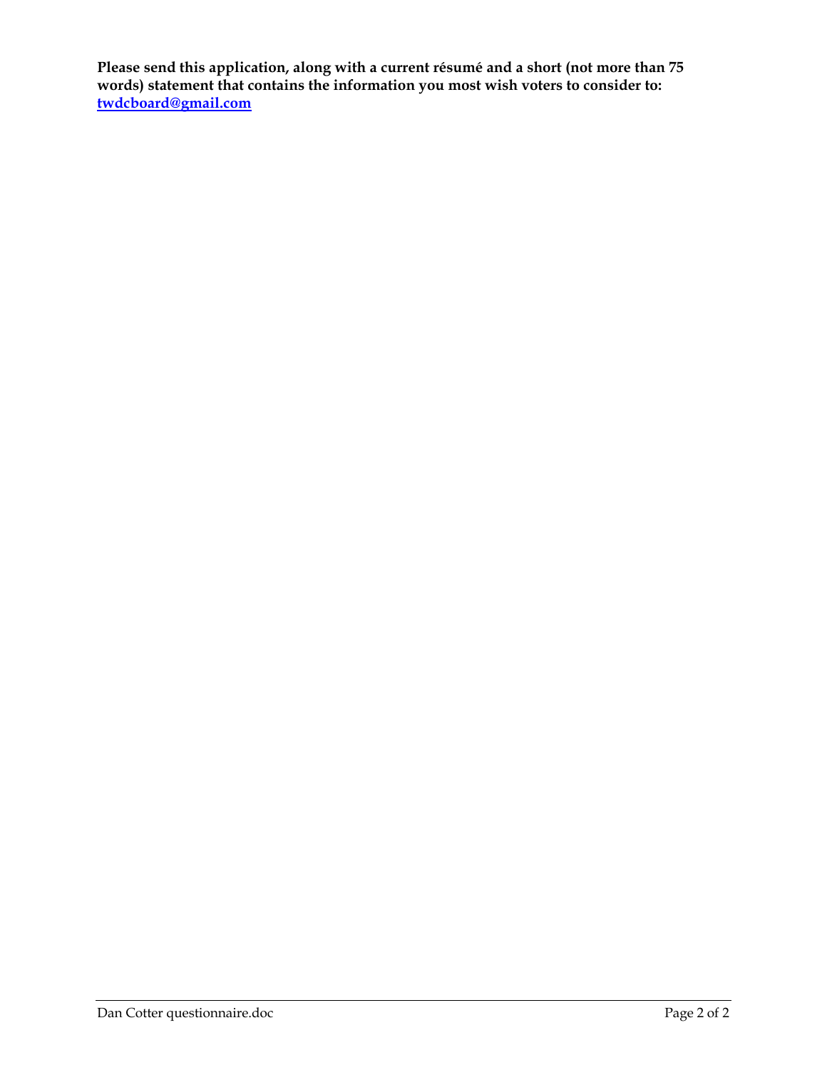**Please send this application, along with a current résumé and a short (not more than 75 words) statement that contains the information you most wish voters to consider to: twdcboard@gmail.com**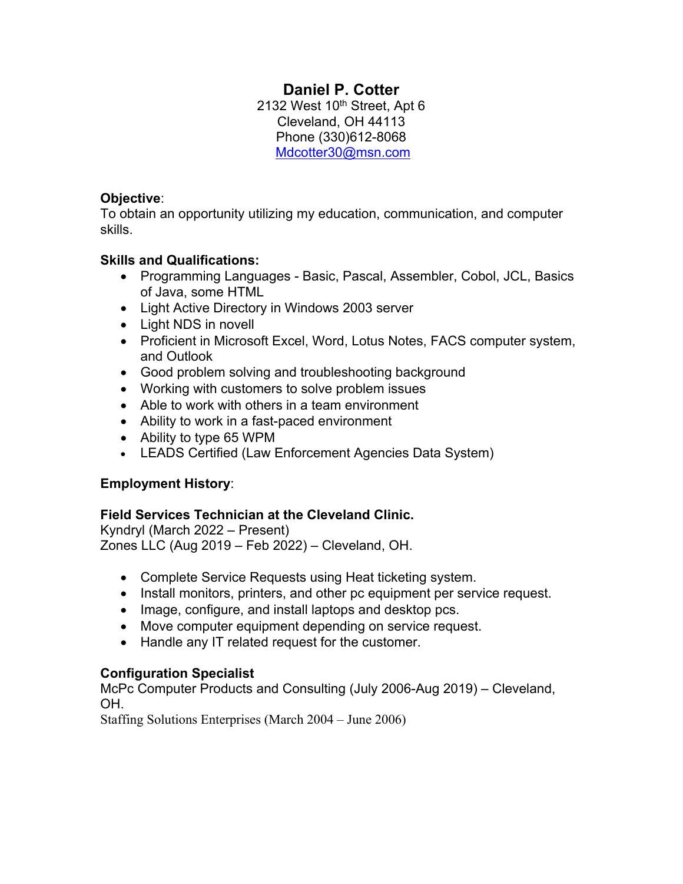# Daniel P. Cotter

2132 West 10th Street, Apt 6
Cleveland, OH 44113
Phone (330)612-8068
Mdcotter30@msn.com

**Objective**:
To obtain an opportunity utilizing my education, communication, and computer skills.

**Skills and Qualifications:**

- Programming Languages - Basic, Pascal, Assembler, Cobol, JCL, Basics of Java, some HTML
- Light Active Directory in Windows 2003 server
- Light NDS in novell
- Proficient in Microsoft Excel, Word, Lotus Notes, FACS computer system, and Outlook
- Good problem solving and troubleshooting background
- Working with customers to solve problem issues
- Able to work with others in a team environment
- Ability to work in a fast-paced environment
- Ability to type 65 WPM
- LEADS Certified (Law Enforcement Agencies Data System)

**Employment History**:

**Field Services Technician at the Cleveland Clinic.**
Kyndryl (March 2022 – Present)
Zones LLC (Aug 2019 – Feb 2022) – Cleveland, OH.

- Complete Service Requests using Heat ticketing system.
- Install monitors, printers, and other pc equipment per service request.
- Image, configure, and install laptops and desktop pcs.
- Move computer equipment depending on service request.
- Handle any IT related request for the customer.

**Configuration Specialist**
McPc Computer Products and Consulting (July 2006-Aug 2019) – Cleveland, OH.
Staffing Solutions Enterprises (March 2004 – June 2006)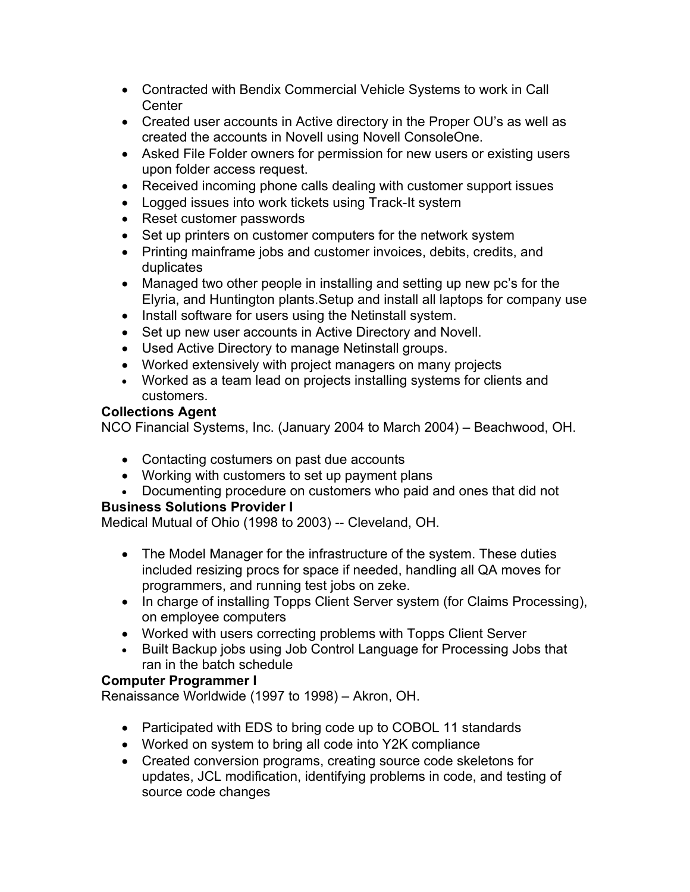- Contracted with Bendix Commercial Vehicle Systems to work in Call Center
- Created user accounts in Active directory in the Proper OU's as well as created the accounts in Novell using Novell ConsoleOne.
- Asked File Folder owners for permission for new users or existing users upon folder access request.
- Received incoming phone calls dealing with customer support issues
- Logged issues into work tickets using Track-It system
- Reset customer passwords
- Set up printers on customer computers for the network system
- Printing mainframe jobs and customer invoices, debits, credits, and duplicates
- Managed two other people in installing and setting up new pc's for the Elyria, and Huntington plants.Setup and install all laptops for company use
- Install software for users using the Netinstall system.
- Set up new user accounts in Active Directory and Novell.
- Used Active Directory to manage Netinstall groups.
- Worked extensively with project managers on many projects
- Worked as a team lead on projects installing systems for clients and customers.

**Collections Agent**
NCO Financial Systems, Inc. (January 2004 to March 2004) – Beachwood, OH.

- Contacting costumers on past due accounts
- Working with customers to set up payment plans
- Documenting procedure on customers who paid and ones that did not

**Business Solutions Provider I**
Medical Mutual of Ohio (1998 to 2003) -- Cleveland, OH.

- The Model Manager for the infrastructure of the system. These duties included resizing procs for space if needed, handling all QA moves for programmers, and running test jobs on zeke.
- In charge of installing Topps Client Server system (for Claims Processing), on employee computers
- Worked with users correcting problems with Topps Client Server
- Built Backup jobs using Job Control Language for Processing Jobs that ran in the batch schedule

**Computer Programmer I**
Renaissance Worldwide (1997 to 1998) – Akron, OH.

- Participated with EDS to bring code up to COBOL 11 standards
- Worked on system to bring all code into Y2K compliance
- Created conversion programs, creating source code skeletons for updates, JCL modification, identifying problems in code, and testing of source code changes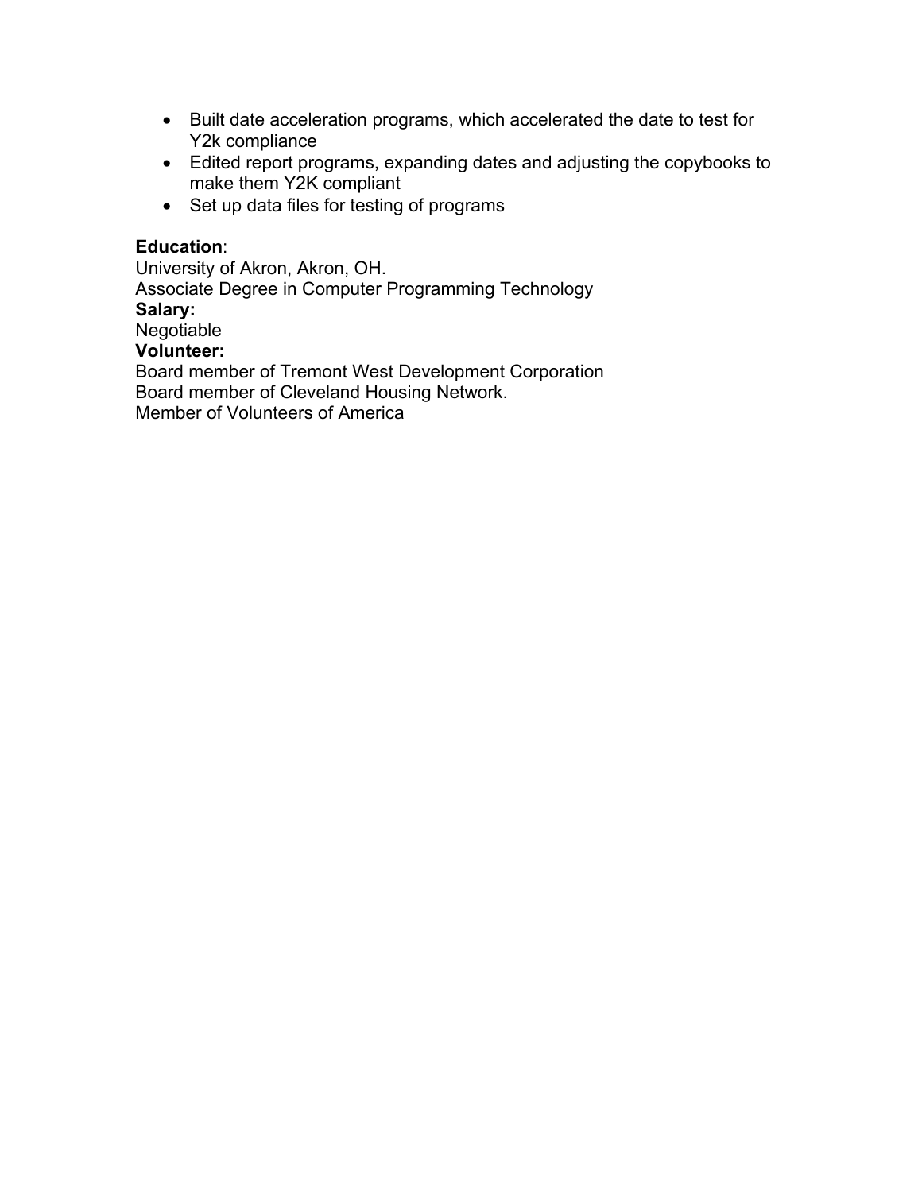- Built date acceleration programs, which accelerated the date to test for Y2k compliance
- Edited report programs, expanding dates and adjusting the copybooks to make them Y2K compliant
- Set up data files for testing of programs

**Education**:
University of Akron, Akron, OH.
Associate Degree in Computer Programming Technology
**Salary:**
Negotiable
**Volunteer:**
Board member of Tremont West Development Corporation
Board member of Cleveland Housing Network.
Member of Volunteers of America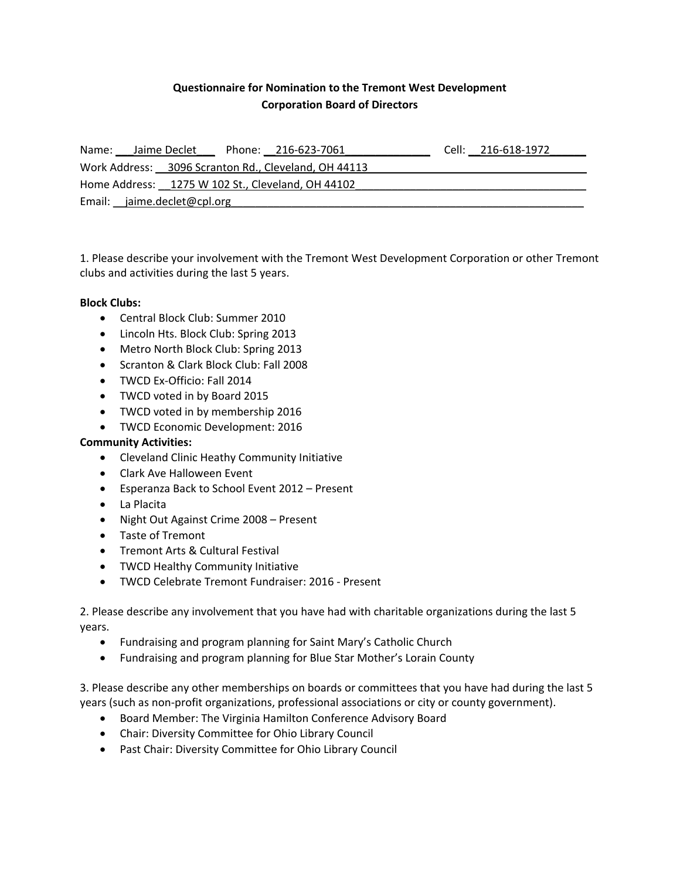# Questionnaire for Nomination to the Tremont West Development Corporation Board of Directors

Name: Jaime Declet Phone: 216-623-7061 Cell: 216-618-1972
Work Address: 3096 Scranton Rd., Cleveland, OH 44113
Home Address: 1275 W 102 St., Cleveland, OH 44102
Email: jaime.declet@cpl.org

1. Please describe your involvement with the Tremont West Development Corporation or other Tremont clubs and activities during the last 5 years.

**Block Clubs:**

- Central Block Club: Summer 2010
- Lincoln Hts. Block Club: Spring 2013
- Metro North Block Club: Spring 2013
- Scranton & Clark Block Club: Fall 2008
- TWCD Ex-Officio: Fall 2014
- TWCD voted in by Board 2015
- TWCD voted in by membership 2016
- TWCD Economic Development: 2016

**Community Activities:**

- Cleveland Clinic Heathy Community Initiative
- Clark Ave Halloween Event
- Esperanza Back to School Event 2012 – Present
- La Placita
- Night Out Against Crime 2008 – Present
- Taste of Tremont
- Tremont Arts & Cultural Festival
- TWCD Healthy Community Initiative
- TWCD Celebrate Tremont Fundraiser: 2016 - Present

2. Please describe any involvement that you have had with charitable organizations during the last 5 years.

- Fundraising and program planning for Saint Mary's Catholic Church
- Fundraising and program planning for Blue Star Mother's Lorain County

3. Please describe any other memberships on boards or committees that you have had during the last 5 years (such as non-profit organizations, professional associations or city or county government).

- Board Member: The Virginia Hamilton Conference Advisory Board
- Chair: Diversity Committee for Ohio Library Council
- Past Chair: Diversity Committee for Ohio Library Council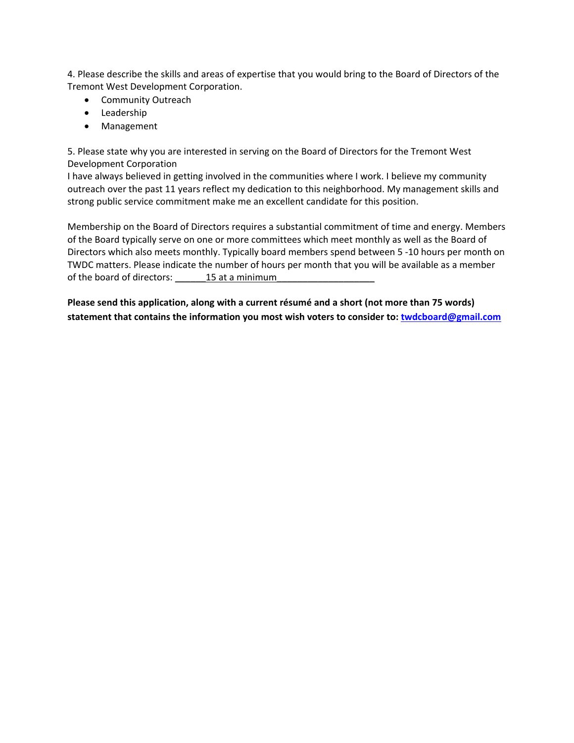4. Please describe the skills and areas of expertise that you would bring to the Board of Directors of the Tremont West Development Corporation.

- Community Outreach
- Leadership
- Management

5. Please state why you are interested in serving on the Board of Directors for the Tremont West Development Corporation
I have always believed in getting involved in the communities where I work. I believe my community outreach over the past 11 years reflect my dedication to this neighborhood. My management skills and strong public service commitment make me an excellent candidate for this position.

Membership on the Board of Directors requires a substantial commitment of time and energy. Members of the Board typically serve on one or more committees which meet monthly as well as the Board of Directors which also meets monthly. Typically board members spend between 5 -10 hours per month on TWDC matters. Please indicate the number of hours per month that you will be available as a member of the board of directors: ______15 at a minimum___________________

**Please send this application, along with a current résumé and a short (not more than 75 words) statement that contains the information you most wish voters to consider to: twdcboard@gmail.com**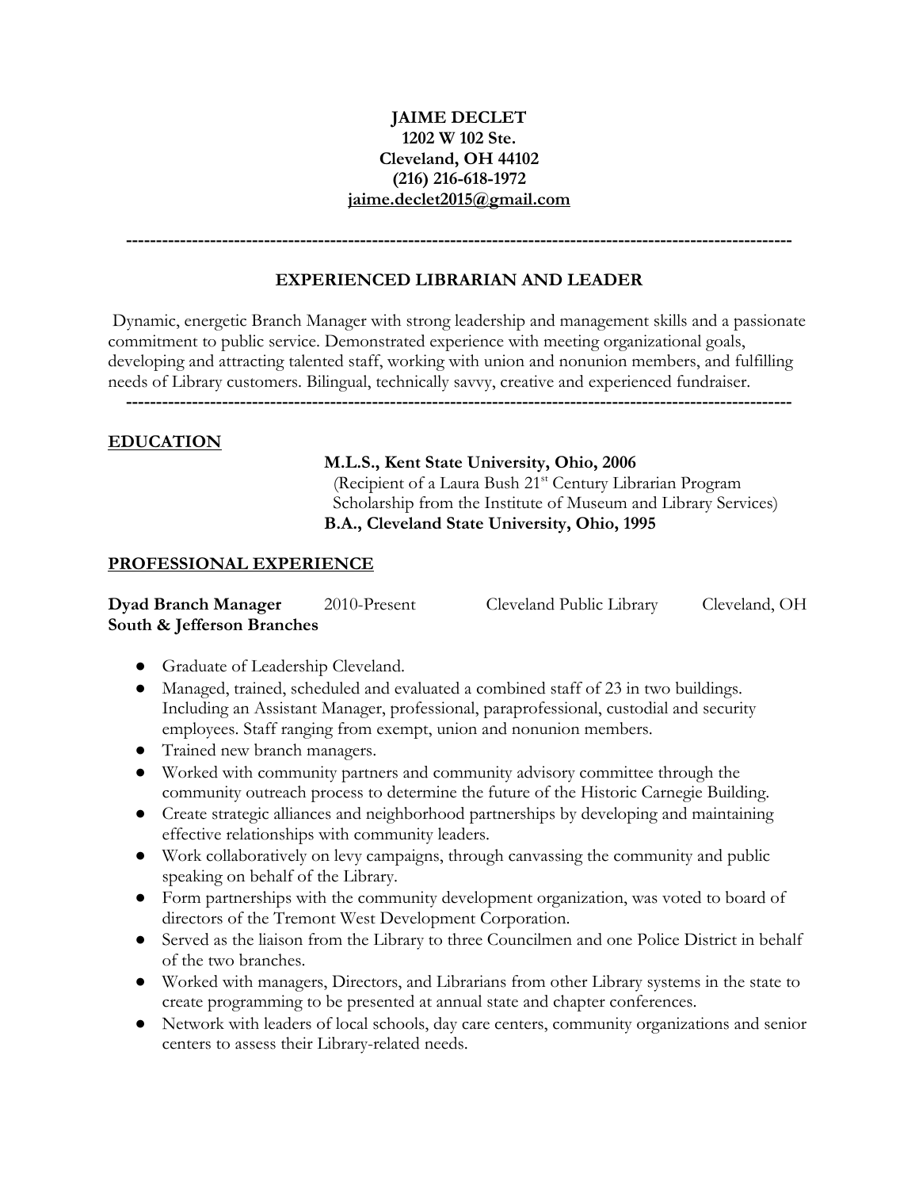**JAIME DECLET**
**1202 W 102 Ste.**
**Cleveland, OH 44102**
**(216) 216-618-1972**
**jaime.declet2015@gmail.com**

---

## EXPERIENCED LIBRARIAN AND LEADER

Dynamic, energetic Branch Manager with strong leadership and management skills and a passionate commitment to public service. Demonstrated experience with meeting organizational goals, developing and attracting talented staff, working with union and nonunion members, and fulfilling needs of Library customers. Bilingual, technically savvy, creative and experienced fundraiser.

---

## EDUCATION

**M.L.S., Kent State University, Ohio, 2006**
(Recipient of a Laura Bush 21st Century Librarian Program Scholarship from the Institute of Museum and Library Services)
**B.A., Cleveland State University, Ohio, 1995**

## PROFESSIONAL EXPERIENCE

**Dyad Branch Manager** 2010-Present Cleveland Public Library Cleveland, OH
**South & Jefferson Branches**

- Graduate of Leadership Cleveland.
- Managed, trained, scheduled and evaluated a combined staff of 23 in two buildings. Including an Assistant Manager, professional, paraprofessional, custodial and security employees. Staff ranging from exempt, union and nonunion members.
- Trained new branch managers.
- Worked with community partners and community advisory committee through the community outreach process to determine the future of the Historic Carnegie Building.
- Create strategic alliances and neighborhood partnerships by developing and maintaining effective relationships with community leaders.
- Work collaboratively on levy campaigns, through canvassing the community and public speaking on behalf of the Library.
- Form partnerships with the community development organization, was voted to board of directors of the Tremont West Development Corporation.
- Served as the liaison from the Library to three Councilmen and one Police District in behalf of the two branches.
- Worked with managers, Directors, and Librarians from other Library systems in the state to create programming to be presented at annual state and chapter conferences.
- Network with leaders of local schools, day care centers, community organizations and senior centers to assess their Library-related needs.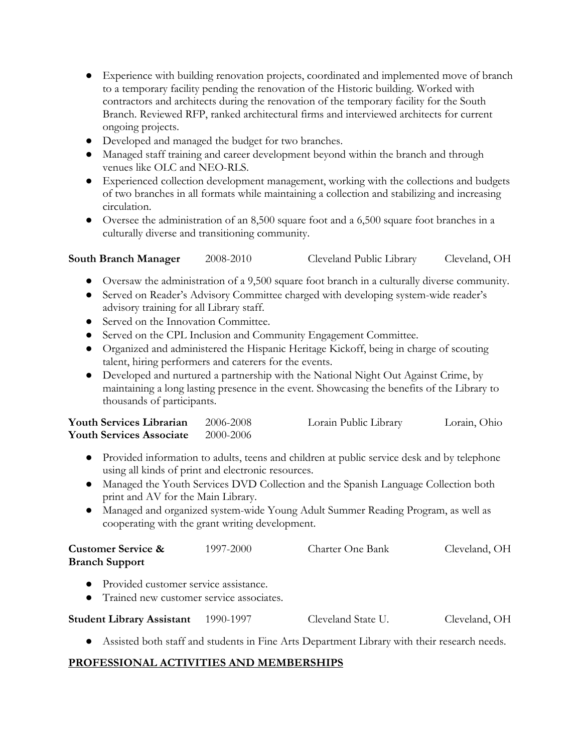- Experience with building renovation projects, coordinated and implemented move of branch to a temporary facility pending the renovation of the Historic building. Worked with contractors and architects during the renovation of the temporary facility for the South Branch. Reviewed RFP, ranked architectural firms and interviewed architects for current ongoing projects.
- Developed and managed the budget for two branches.
- Managed staff training and career development beyond within the branch and through venues like OLC and NEO-RLS.
- Experienced collection development management, working with the collections and budgets of two branches in all formats while maintaining a collection and stabilizing and increasing circulation.
- Oversee the administration of an 8,500 square foot and a 6,500 square foot branches in a culturally diverse and transitioning community.

**South Branch Manager** 2008-2010 Cleveland Public Library Cleveland, OH

- Oversaw the administration of a 9,500 square foot branch in a culturally diverse community.
- Served on Reader's Advisory Committee charged with developing system-wide reader's advisory training for all Library staff.
- Served on the Innovation Committee.
- Served on the CPL Inclusion and Community Engagement Committee.
- Organized and administered the Hispanic Heritage Kickoff, being in charge of scouting talent, hiring performers and caterers for the events.
- Developed and nurtured a partnership with the National Night Out Against Crime, by maintaining a long lasting presence in the event. Showcasing the benefits of the Library to thousands of participants.

**Youth Services Librarian** 2006-2008 Lorain Public Library Lorain, Ohio
**Youth Services Associate** 2000-2006

- Provided information to adults, teens and children at public service desk and by telephone using all kinds of print and electronic resources.
- Managed the Youth Services DVD Collection and the Spanish Language Collection both print and AV for the Main Library.
- Managed and organized system-wide Young Adult Summer Reading Program, as well as cooperating with the grant writing development.

**Customer Service & Branch Support** 1997-2000 Charter One Bank Cleveland, OH

- Provided customer service assistance.
- Trained new customer service associates.

**Student Library Assistant** 1990-1997 Cleveland State U. Cleveland, OH

- Assisted both staff and students in Fine Arts Department Library with their research needs.

## PROFESSIONAL ACTIVITIES AND MEMBERSHIPS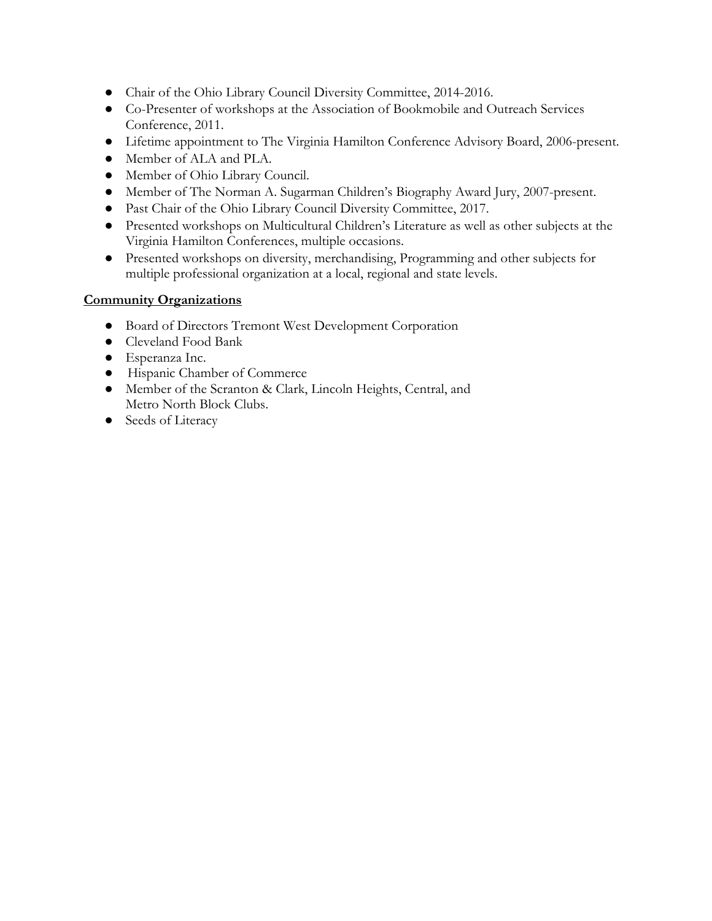- Chair of the Ohio Library Council Diversity Committee, 2014-2016.
- Co-Presenter of workshops at the Association of Bookmobile and Outreach Services Conference, 2011.
- Lifetime appointment to The Virginia Hamilton Conference Advisory Board, 2006-present.
- Member of ALA and PLA.
- Member of Ohio Library Council.
- Member of The Norman A. Sugarman Children's Biography Award Jury, 2007-present.
- Past Chair of the Ohio Library Council Diversity Committee, 2017.
- Presented workshops on Multicultural Children's Literature as well as other subjects at the Virginia Hamilton Conferences, multiple occasions.
- Presented workshops on diversity, merchandising, Programming and other subjects for multiple professional organization at a local, regional and state levels.

**Community Organizations**

- Board of Directors Tremont West Development Corporation
- Cleveland Food Bank
- Esperanza Inc.
- Hispanic Chamber of Commerce
- Member of the Scranton & Clark, Lincoln Heights, Central, and Metro North Block Clubs.
- Seeds of Literacy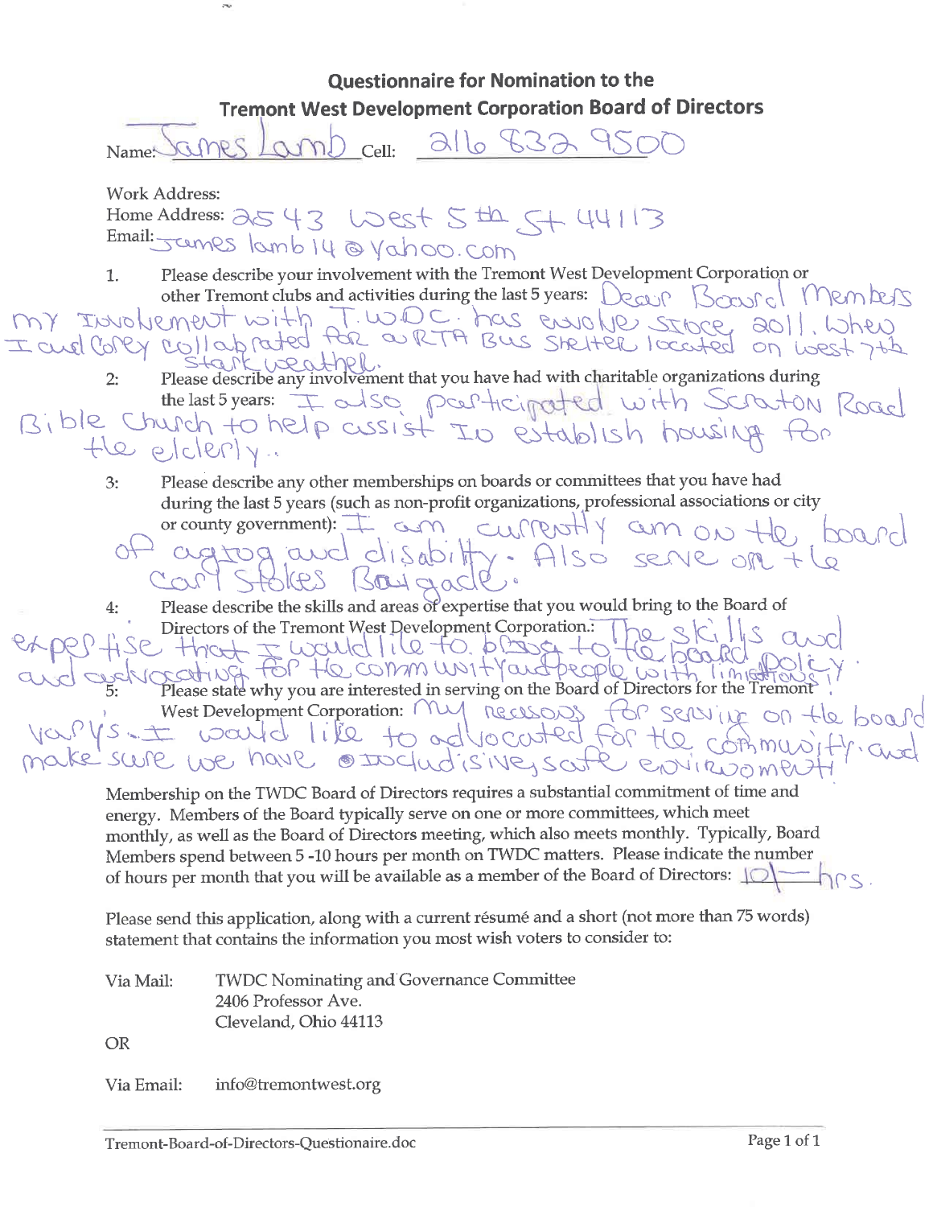## Questionnaire for Nomination to the Tremont West Development Corporation Board of Directors

Name: James Lamb Cell: 216 832 9500

Work Address:
Home Address: 2543 West 5th St 44113
Email: James lamb14@yahoo.com

1. Please describe your involvement with the Tremont West Development Corporation or other Tremont clubs and activities during the last 5 years: Dear Board Members my Involvement with T.W.D.C. has evolve since 2011. When I and Corey collaborated for a RTA Bus shelter located on West 7th Stark weather.

2: Please describe any involvement that you have had with charitable organizations during the last 5 years: I also participated with Scranton Road Bible Church to help assist Io establish housing for the elderly..

3: Please describe any other memberships on boards or committees that you have had during the last 5 years (such as non-profit organizations, professional associations or city or county government): I am currently am on the board of aging and disability. Also serve on the Carl Stokes Brigade.

4: Please describe the skills and areas of expertise that you would bring to the Board of Directors of the Tremont West Development Corporation.: The skills and expertise that I would like to bring to the board policy and advocating for the community and people with limitations!

5: Please state why you are interested in serving on the Board of Directors for the Tremont West Development Corporation: My reasons for serving on the board vary's. I would like to advocated for the community. and make sure we have inclusive, safe environment

Membership on the TWDC Board of Directors requires a substantial commitment of time and energy. Members of the Board typically serve on one or more committees, which meet monthly, as well as the Board of Directors meeting, which also meets monthly. Typically, Board Members spend between 5 -10 hours per month on TWDC matters. Please indicate the number of hours per month that you will be available as a member of the Board of Directors: 10 — hrs.

Please send this application, along with a current résumé and a short (not more than 75 words) statement that contains the information you most wish voters to consider to:

Via Mail: TWDC Nominating and Governance Committee
2406 Professor Ave.
Cleveland, Ohio 44113

OR

Via Email: info@tremontwest.org

Tremont-Board-of-Directors-Questionaire.doc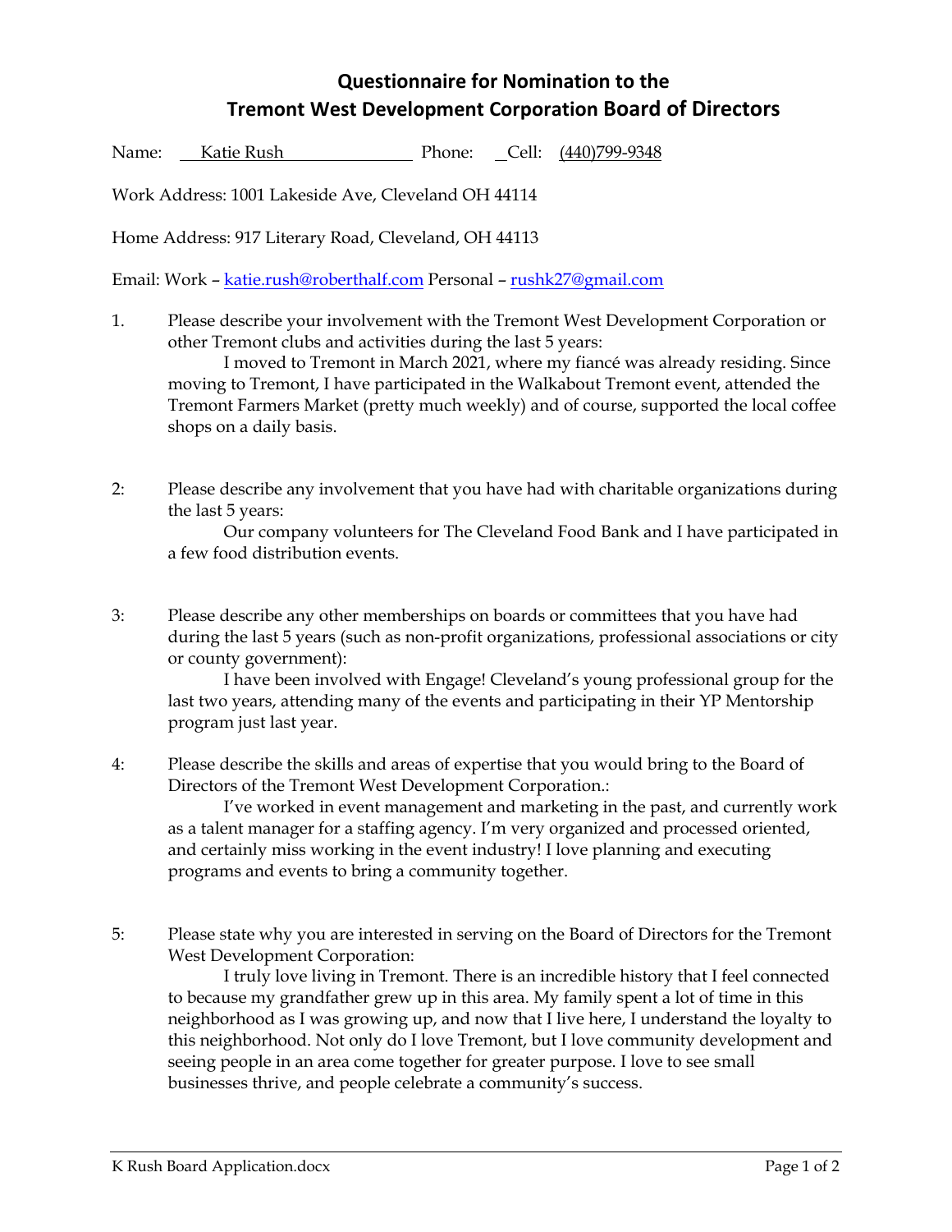# Questionnaire for Nomination to the Tremont West Development Corporation Board of Directors

Name: Katie Rush Phone: Cell: (440)799-9348

Work Address: 1001 Lakeside Ave, Cleveland OH 44114

Home Address: 917 Literary Road, Cleveland, OH 44113

Email: Work – katie.rush@roberthalf.com Personal – rushk27@gmail.com

1. Please describe your involvement with the Tremont West Development Corporation or other Tremont clubs and activities during the last 5 years:

   I moved to Tremont in March 2021, where my fiancé was already residing. Since moving to Tremont, I have participated in the Walkabout Tremont event, attended the Tremont Farmers Market (pretty much weekly) and of course, supported the local coffee shops on a daily basis.

2: Please describe any involvement that you have had with charitable organizations during the last 5 years:

   Our company volunteers for The Cleveland Food Bank and I have participated in a few food distribution events.

3: Please describe any other memberships on boards or committees that you have had during the last 5 years (such as non-profit organizations, professional associations or city or county government):

   I have been involved with Engage! Cleveland's young professional group for the last two years, attending many of the events and participating in their YP Mentorship program just last year.

4: Please describe the skills and areas of expertise that you would bring to the Board of Directors of the Tremont West Development Corporation.:

   I've worked in event management and marketing in the past, and currently work as a talent manager for a staffing agency. I'm very organized and processed oriented, and certainly miss working in the event industry! I love planning and executing programs and events to bring a community together.

5: Please state why you are interested in serving on the Board of Directors for the Tremont West Development Corporation:

   I truly love living in Tremont. There is an incredible history that I feel connected to because my grandfather grew up in this area. My family spent a lot of time in this neighborhood as I was growing up, and now that I live here, I understand the loyalty to this neighborhood. Not only do I love Tremont, but I love community development and seeing people in an area come together for greater purpose. I love to see small businesses thrive, and people celebrate a community's success.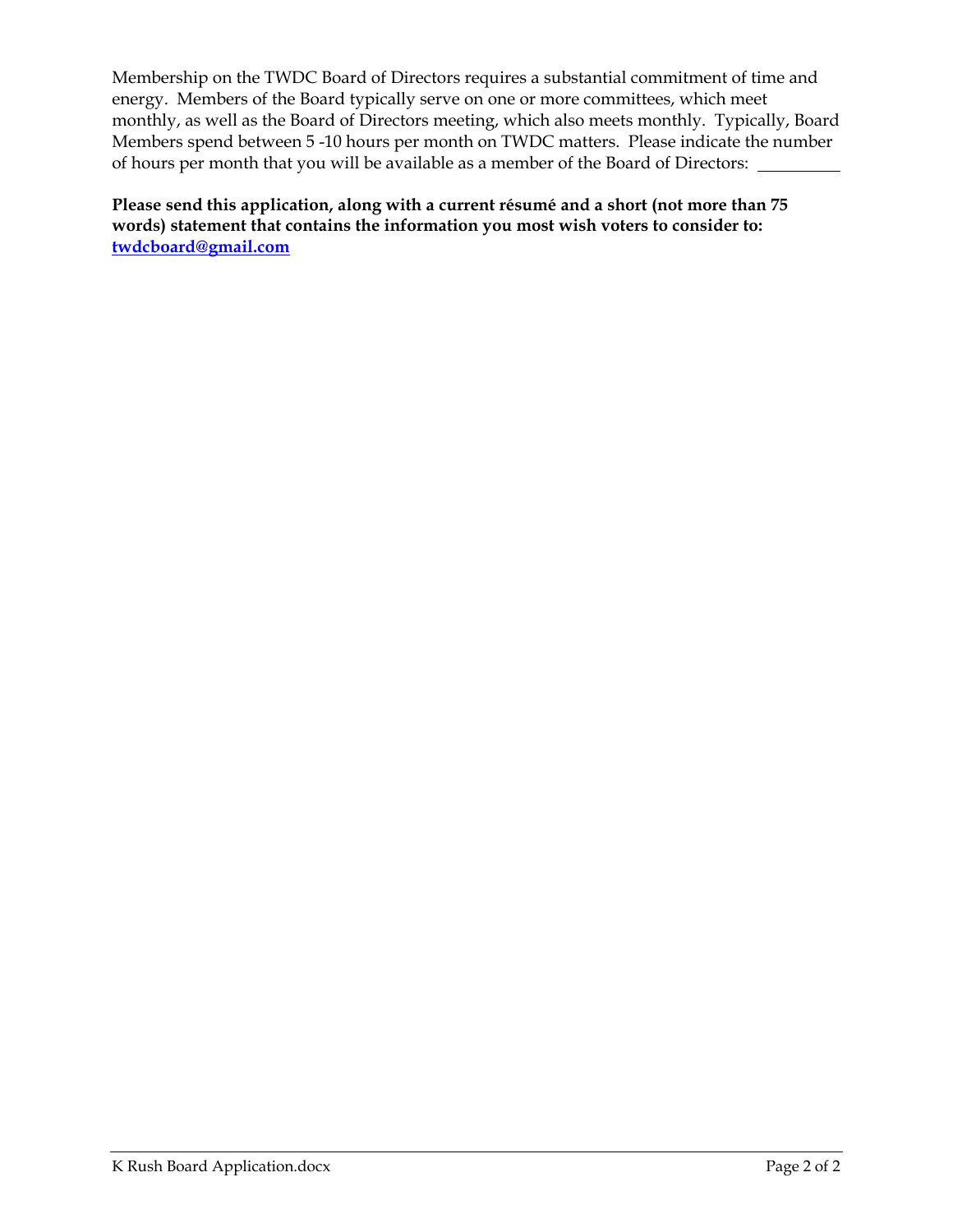Membership on the TWDC Board of Directors requires a substantial commitment of time and energy. Members of the Board typically serve on one or more committees, which meet monthly, as well as the Board of Directors meeting, which also meets monthly. Typically, Board Members spend between 5 -10 hours per month on TWDC matters. Please indicate the number of hours per month that you will be available as a member of the Board of Directors: __________

**Please send this application, along with a current résumé and a short (not more than 75 words) statement that contains the information you most wish voters to consider to: [twdcboard@gmail.com](mailto:twdcboard@gmail.com)**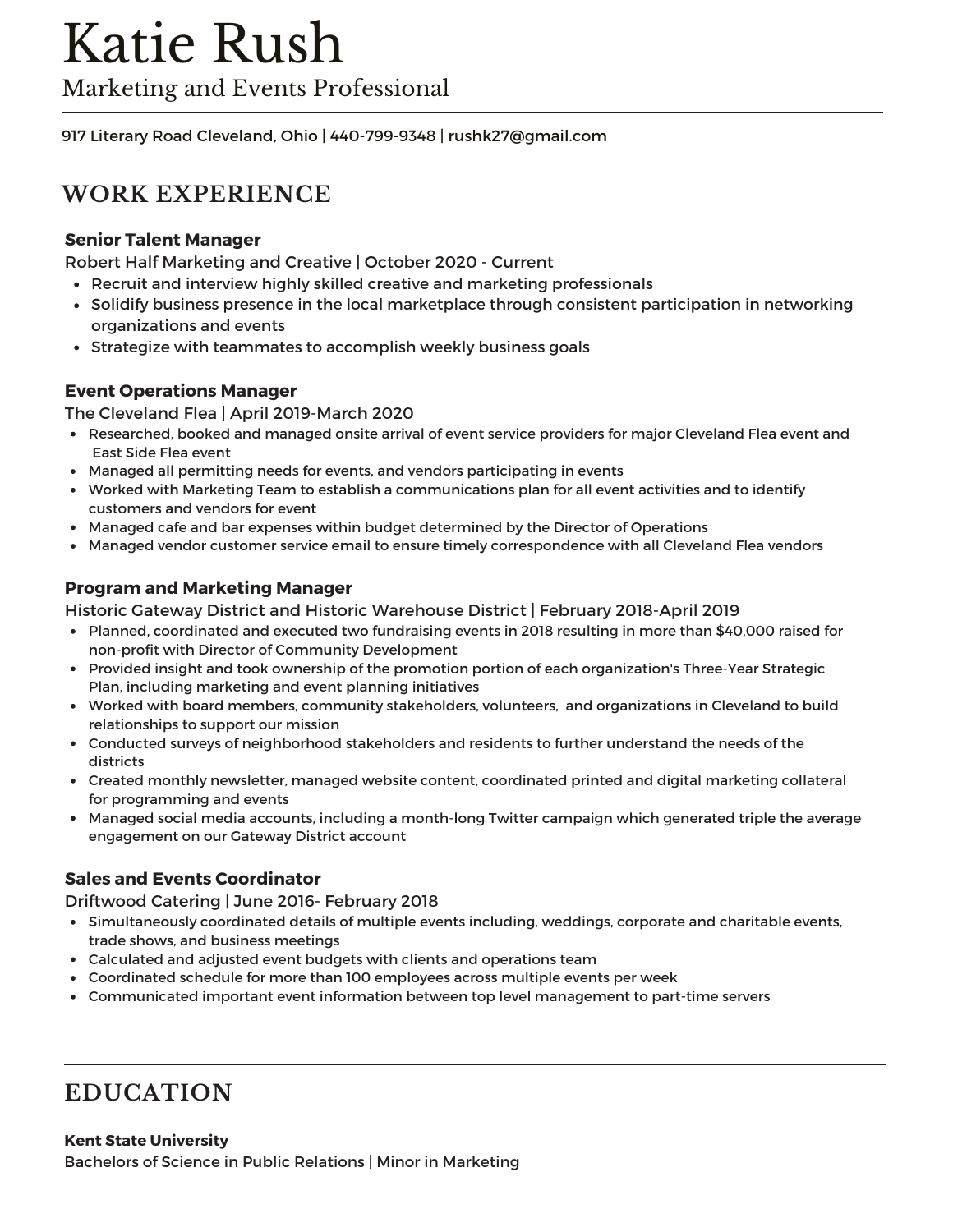# Katie Rush

Marketing and Events Professional

917 Literary Road Cleveland, Ohio | 440-799-9348 | rushk27@gmail.com

## WORK EXPERIENCE

### Senior Talent Manager

Robert Half Marketing and Creative | October 2020 - Current

- Recruit and interview highly skilled creative and marketing professionals
- Solidify business presence in the local marketplace through consistent participation in networking organizations and events
- Strategize with teammates to accomplish weekly business goals

### Event Operations Manager

The Cleveland Flea | April 2019-March 2020

- Researched, booked and managed onsite arrival of event service providers for major Cleveland Flea event and East Side Flea event
- Managed all permitting needs for events, and vendors participating in events
- Worked with Marketing Team to establish a communications plan for all event activities and to identify customers and vendors for event
- Managed cafe and bar expenses within budget determined by the Director of Operations
- Managed vendor customer service email to ensure timely correspondence with all Cleveland Flea vendors

### Program and Marketing Manager

Historic Gateway District and Historic Warehouse District | February 2018-April 2019

- Planned, coordinated and executed two fundraising events in 2018 resulting in more than $40,000 raised for non-profit with Director of Community Development
- Provided insight and took ownership of the promotion portion of each organization's Three-Year Strategic Plan, including marketing and event planning initiatives
- Worked with board members, community stakeholders, volunteers, and organizations in Cleveland to build relationships to support our mission
- Conducted surveys of neighborhood stakeholders and residents to further understand the needs of the districts
- Created monthly newsletter, managed website content, coordinated printed and digital marketing collateral for programming and events
- Managed social media accounts, including a month-long Twitter campaign which generated triple the average engagement on our Gateway District account

### Sales and Events Coordinator

Driftwood Catering | June 2016- February 2018

- Simultaneously coordinated details of multiple events including, weddings, corporate and charitable events, trade shows, and business meetings
- Calculated and adjusted event budgets with clients and operations team
- Coordinated schedule for more than 100 employees across multiple events per week
- Communicated important event information between top level management to part-time servers

## EDUCATION

### Kent State University

Bachelors of Science in Public Relations | Minor in Marketing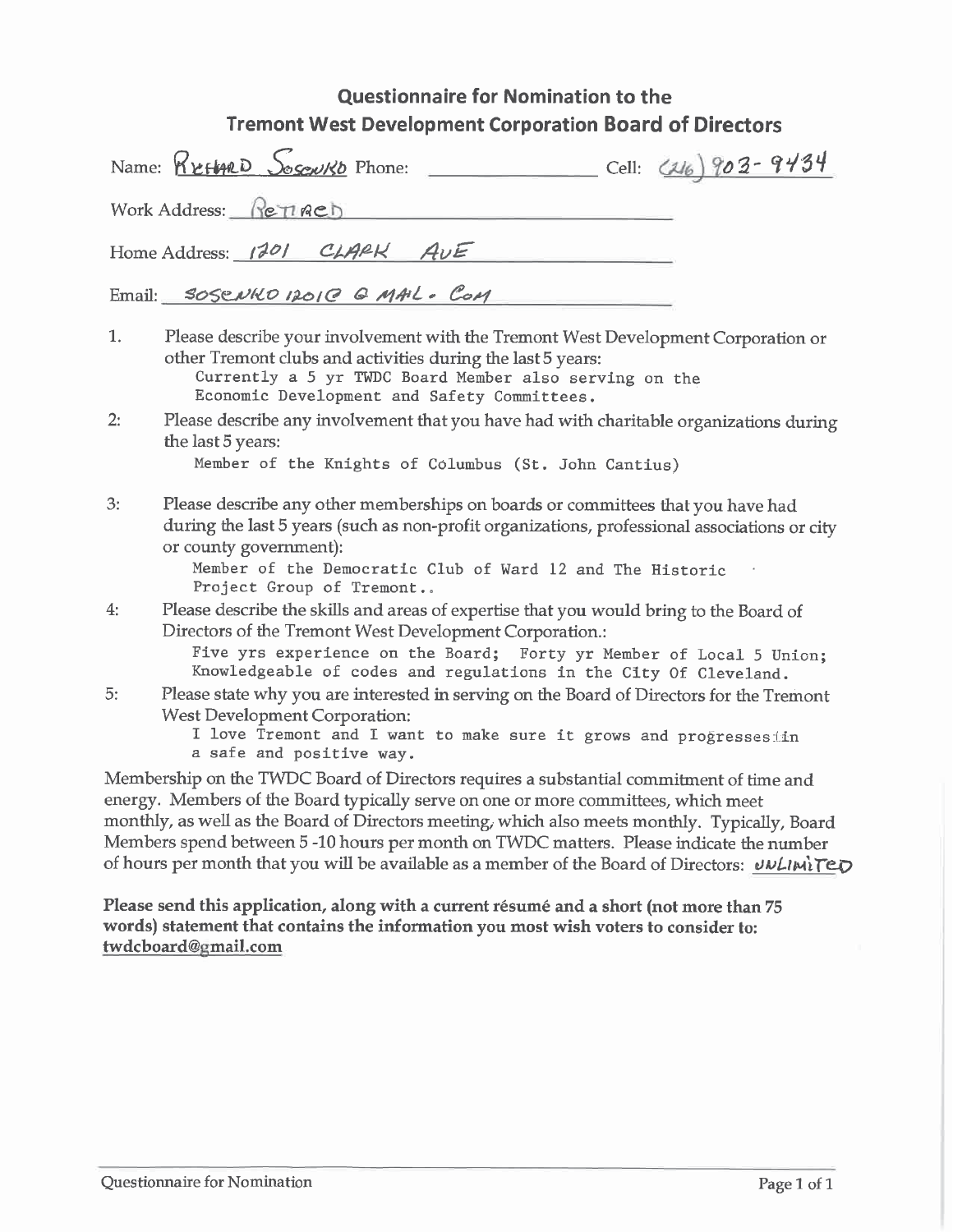## Questionnaire for Nomination to the Tremont West Development Corporation Board of Directors

Name: RICHARD SOSENKO Phone: ______________ Cell: (216) 903-9434

Work Address: RETIRED

Home Address: 1201 CLARK AVE

Email: SOSENKO1201@GMAIL.COM

1. Please describe your involvement with the Tremont West Development Corporation or other Tremont clubs and activities during the last 5 years:
   Currently a 5 yr TWDC Board Member also serving on the Economic Development and Safety Committees.

2: Please describe any involvement that you have had with charitable organizations during the last 5 years:
   Member of the Knights of Columbus (St. John Cantius)

3: Please describe any other memberships on boards or committees that you have had during the last 5 years (such as non-profit organizations, professional associations or city or county government):
   Member of the Democratic Club of Ward 12 and The Historic Project Group of Tremont..

4: Please describe the skills and areas of expertise that you would bring to the Board of Directors of the Tremont West Development Corporation.:
   Five yrs experience on the Board; Forty yr Member of Local 5 Union; Knowledgeable of codes and regulations in the City Of Cleveland.

5: Please state why you are interested in serving on the Board of Directors for the Tremont West Development Corporation:
   I love Tremont and I want to make sure it grows and progresses in a safe and positive way.

Membership on the TWDC Board of Directors requires a substantial commitment of time and energy. Members of the Board typically serve on one or more committees, which meet monthly, as well as the Board of Directors meeting, which also meets monthly. Typically, Board Members spend between 5 -10 hours per month on TWDC matters. Please indicate the number of hours per month that you will be available as a member of the Board of Directors: UNLIMITED

**Please send this application, along with a current résumé and a short (not more than 75 words) statement that contains the information you most wish voters to consider to: twdcboard@gmail.com**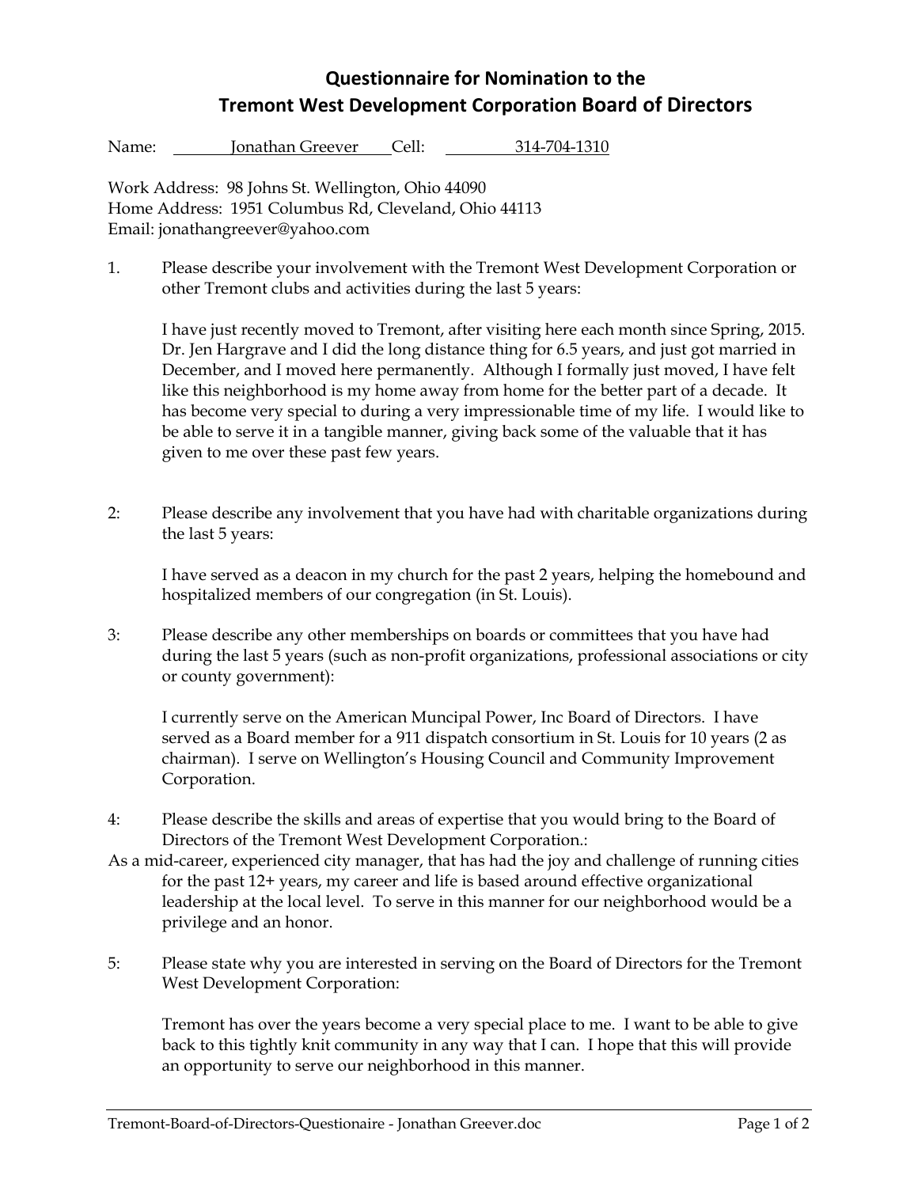# Questionnaire for Nomination to the Tremont West Development Corporation Board of Directors

Name: Jonathan Greever Cell: 314-704-1310

Work Address: 98 Johns St. Wellington, Ohio 44090
Home Address: 1951 Columbus Rd, Cleveland, Ohio 44113
Email: jonathangreever@yahoo.com

1. Please describe your involvement with the Tremont West Development Corporation or other Tremont clubs and activities during the last 5 years:

   I have just recently moved to Tremont, after visiting here each month since Spring, 2015. Dr. Jen Hargrave and I did the long distance thing for 6.5 years, and just got married in December, and I moved here permanently. Although I formally just moved, I have felt like this neighborhood is my home away from home for the better part of a decade. It has become very special to during a very impressionable time of my life. I would like to be able to serve it in a tangible manner, giving back some of the valuable that it has given to me over these past few years.

2: Please describe any involvement that you have had with charitable organizations during the last 5 years:

   I have served as a deacon in my church for the past 2 years, helping the homebound and hospitalized members of our congregation (in St. Louis).

3: Please describe any other memberships on boards or committees that you have had during the last 5 years (such as non-profit organizations, professional associations or city or county government):

   I currently serve on the American Muncipal Power, Inc Board of Directors. I have served as a Board member for a 911 dispatch consortium in St. Louis for 10 years (2 as chairman). I serve on Wellington's Housing Council and Community Improvement Corporation.

4: Please describe the skills and areas of expertise that you would bring to the Board of Directors of the Tremont West Development Corporation.:

As a mid-career, experienced city manager, that has had the joy and challenge of running cities for the past 12+ years, my career and life is based around effective organizational leadership at the local level. To serve in this manner for our neighborhood would be a privilege and an honor.

5: Please state why you are interested in serving on the Board of Directors for the Tremont West Development Corporation:

   Tremont has over the years become a very special place to me. I want to be able to give back to this tightly knit community in any way that I can. I hope that this will provide an opportunity to serve our neighborhood in this manner.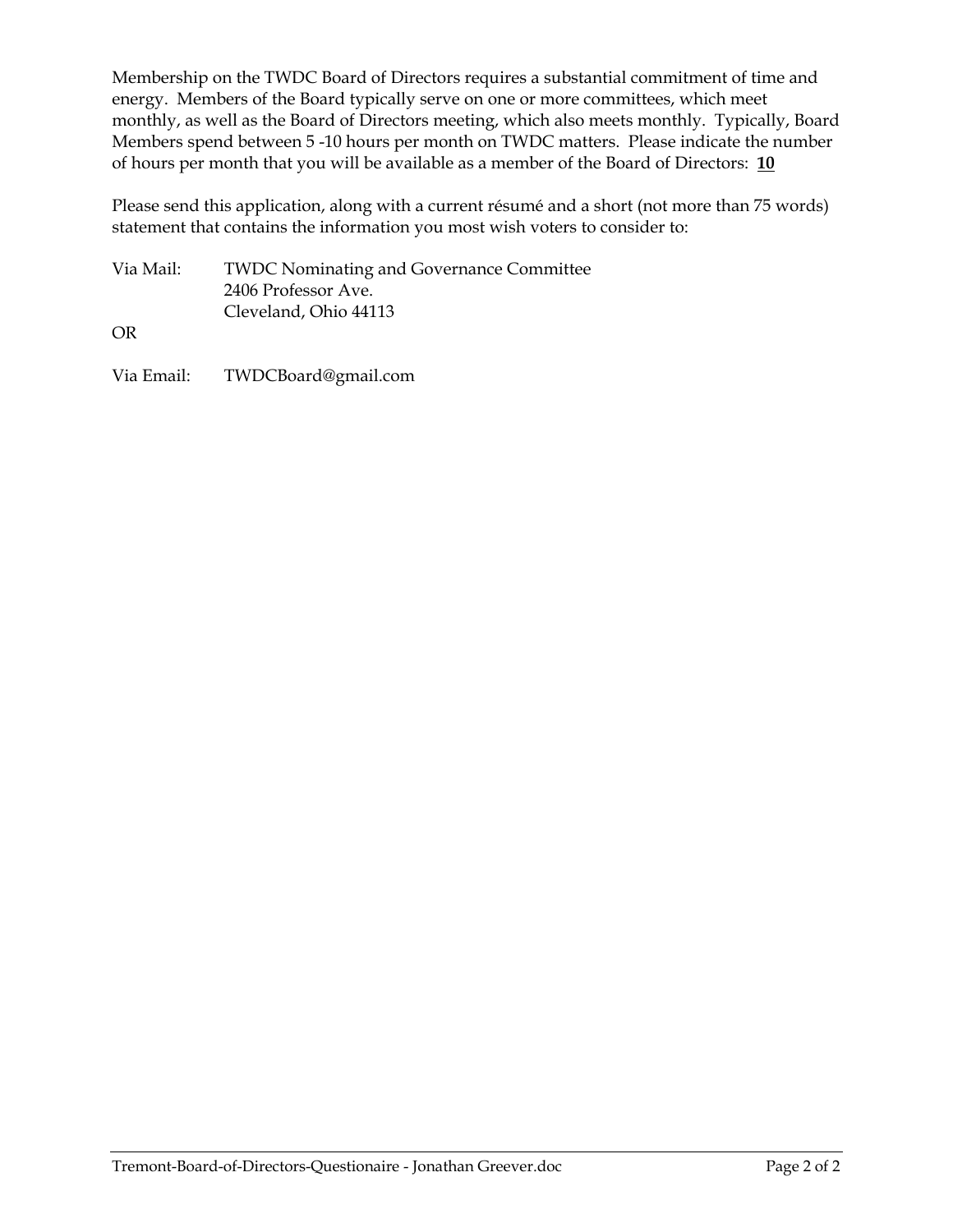Membership on the TWDC Board of Directors requires a substantial commitment of time and energy. Members of the Board typically serve on one or more committees, which meet monthly, as well as the Board of Directors meeting, which also meets monthly. Typically, Board Members spend between 5 -10 hours per month on TWDC matters. Please indicate the number of hours per month that you will be available as a member of the Board of Directors: **10**

Please send this application, along with a current résumé and a short (not more than 75 words) statement that contains the information you most wish voters to consider to:

Via Mail: TWDC Nominating and Governance Committee
2406 Professor Ave.
Cleveland, Ohio 44113

OR

Via Email: TWDCBoard@gmail.com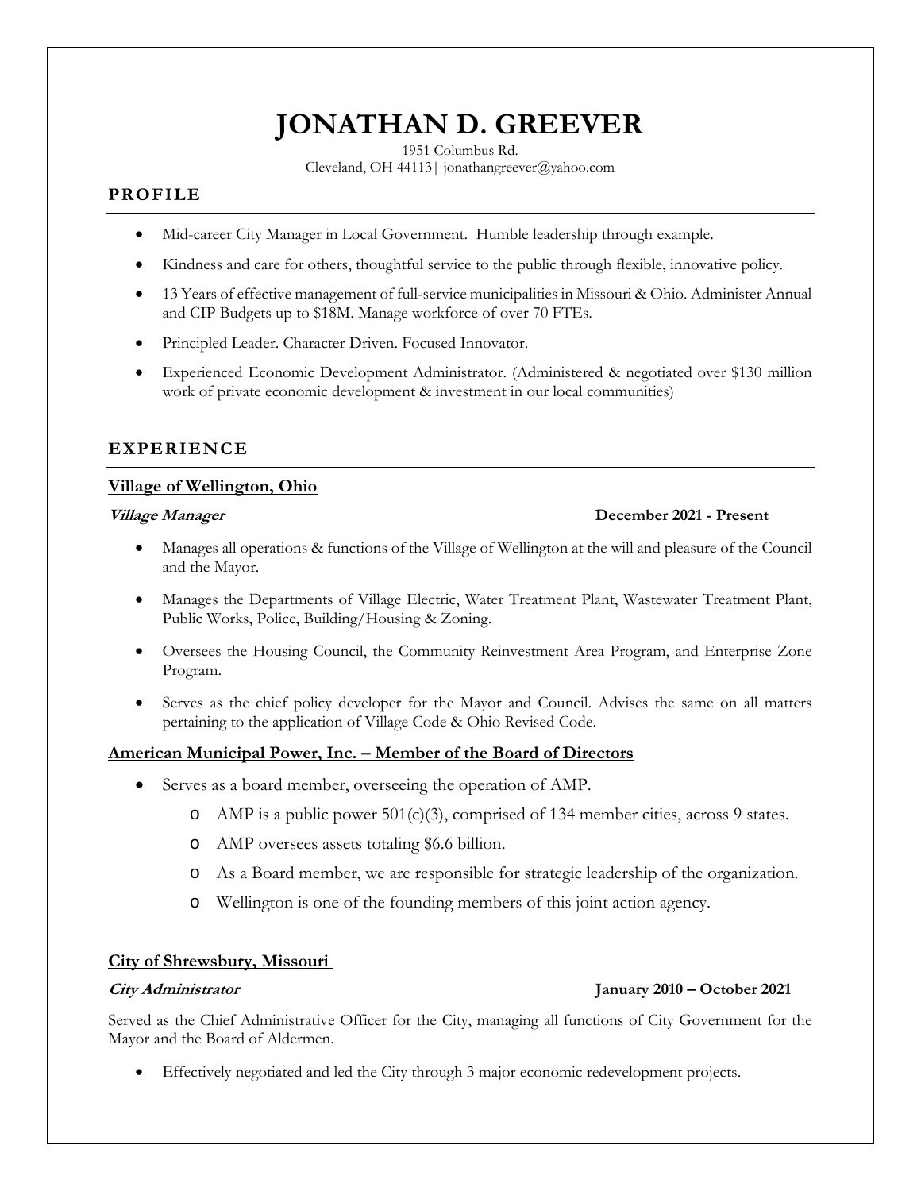# JONATHAN D. GREEVER

1951 Columbus Rd.
Cleveland, OH 44113| jonathangreever@yahoo.com

## PROFILE

- Mid-career City Manager in Local Government. Humble leadership through example.
- Kindness and care for others, thoughtful service to the public through flexible, innovative policy.
- 13 Years of effective management of full-service municipalities in Missouri & Ohio. Administer Annual and CIP Budgets up to $18M. Manage workforce of over 70 FTEs.
- Principled Leader. Character Driven. Focused Innovator.
- Experienced Economic Development Administrator. (Administered & negotiated over $130 million work of private economic development & investment in our local communities)

## EXPERIENCE

### Village of Wellington, Ohio

***Village Manager*** **December 2021 - Present**

- Manages all operations & functions of the Village of Wellington at the will and pleasure of the Council and the Mayor.
- Manages the Departments of Village Electric, Water Treatment Plant, Wastewater Treatment Plant, Public Works, Police, Building/Housing & Zoning.
- Oversees the Housing Council, the Community Reinvestment Area Program, and Enterprise Zone Program.
- Serves as the chief policy developer for the Mayor and Council. Advises the same on all matters pertaining to the application of Village Code & Ohio Revised Code.

### American Municipal Power, Inc. – Member of the Board of Directors

- Serves as a board member, overseeing the operation of AMP.
  - AMP is a public power 501(c)(3), comprised of 134 member cities, across 9 states.
  - AMP oversees assets totaling $6.6 billion.
  - As a Board member, we are responsible for strategic leadership of the organization.
  - Wellington is one of the founding members of this joint action agency.

### City of Shrewsbury, Missouri

***City Administrator*** **January 2010 – October 2021**

Served as the Chief Administrative Officer for the City, managing all functions of City Government for the Mayor and the Board of Aldermen.

- Effectively negotiated and led the City through 3 major economic redevelopment projects.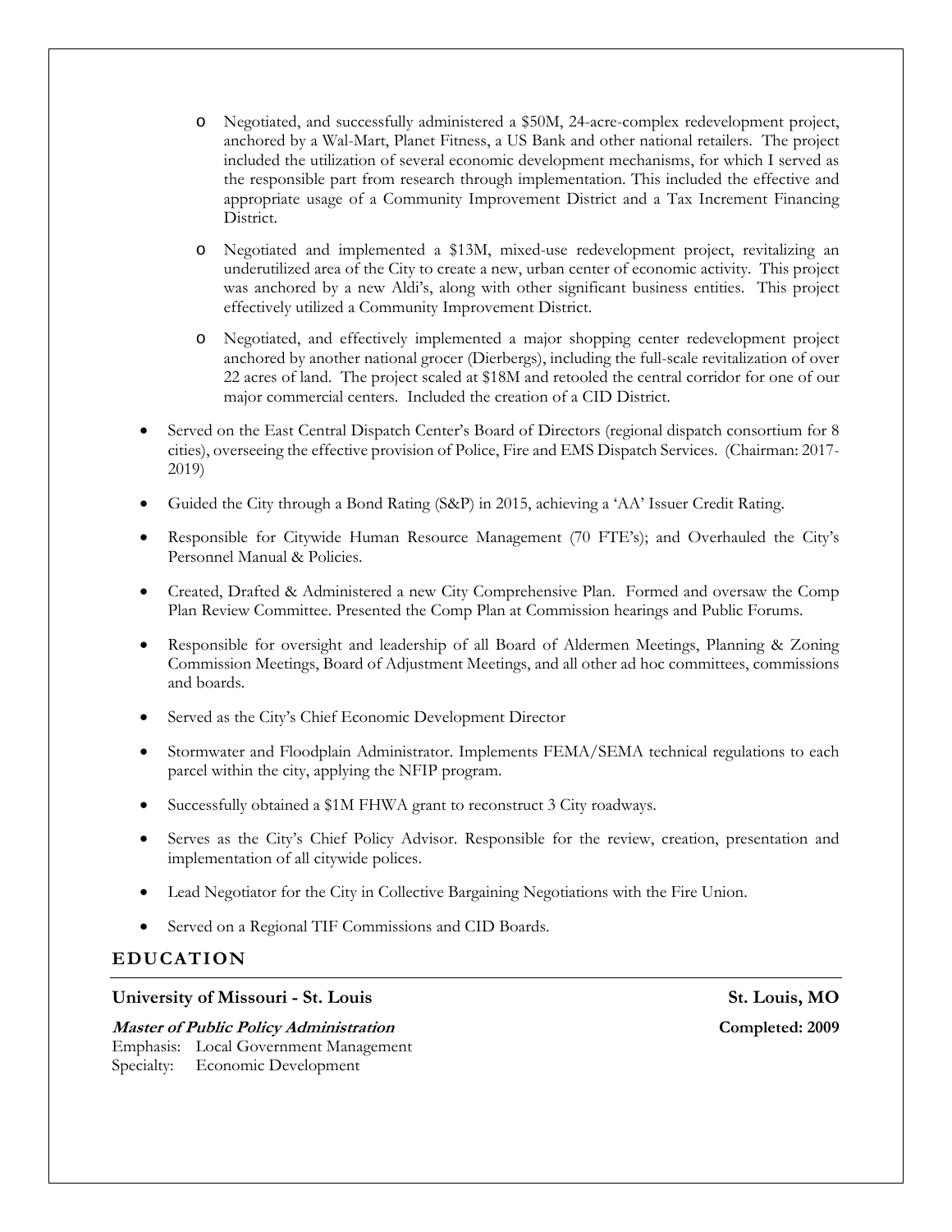- Negotiated, and successfully administered a $50M, 24-acre-complex redevelopment project, anchored by a Wal-Mart, Planet Fitness, a US Bank and other national retailers. The project included the utilization of several economic development mechanisms, for which I served as the responsible part from research through implementation. This included the effective and appropriate usage of a Community Improvement District and a Tax Increment Financing District.

  - Negotiated and implemented a $13M, mixed-use redevelopment project, revitalizing an underutilized area of the City to create a new, urban center of economic activity. This project was anchored by a new Aldi's, along with other significant business entities. This project effectively utilized a Community Improvement District.

  - Negotiated, and effectively implemented a major shopping center redevelopment project anchored by another national grocer (Dierbergs), including the full-scale revitalization of over 22 acres of land. The project scaled at $18M and retooled the central corridor for one of our major commercial centers. Included the creation of a CID District.

- Served on the East Central Dispatch Center's Board of Directors (regional dispatch consortium for 8 cities), overseeing the effective provision of Police, Fire and EMS Dispatch Services. (Chairman: 2017-2019)

- Guided the City through a Bond Rating (S&P) in 2015, achieving a 'AA' Issuer Credit Rating.

- Responsible for Citywide Human Resource Management (70 FTE's); and Overhauled the City's Personnel Manual & Policies.

- Created, Drafted & Administered a new City Comprehensive Plan. Formed and oversaw the Comp Plan Review Committee. Presented the Comp Plan at Commission hearings and Public Forums.

- Responsible for oversight and leadership of all Board of Aldermen Meetings, Planning & Zoning Commission Meetings, Board of Adjustment Meetings, and all other ad hoc committees, commissions and boards.

- Served as the City's Chief Economic Development Director

- Stormwater and Floodplain Administrator. Implements FEMA/SEMA technical regulations to each parcel within the city, applying the NFIP program.

- Successfully obtained a $1M FHWA grant to reconstruct 3 City roadways.

- Serves as the City's Chief Policy Advisor. Responsible for the review, creation, presentation and implementation of all citywide polices.

- Lead Negotiator for the City in Collective Bargaining Negotiations with the Fire Union.

- Served on a Regional TIF Commissions and CID Boards.

## EDUCATION

**University of Missouri - St. Louis** — **St. Louis, MO**

***Master of Public Policy Administration*** — **Completed: 2009**

Emphasis: Local Government Management
Specialty: Economic Development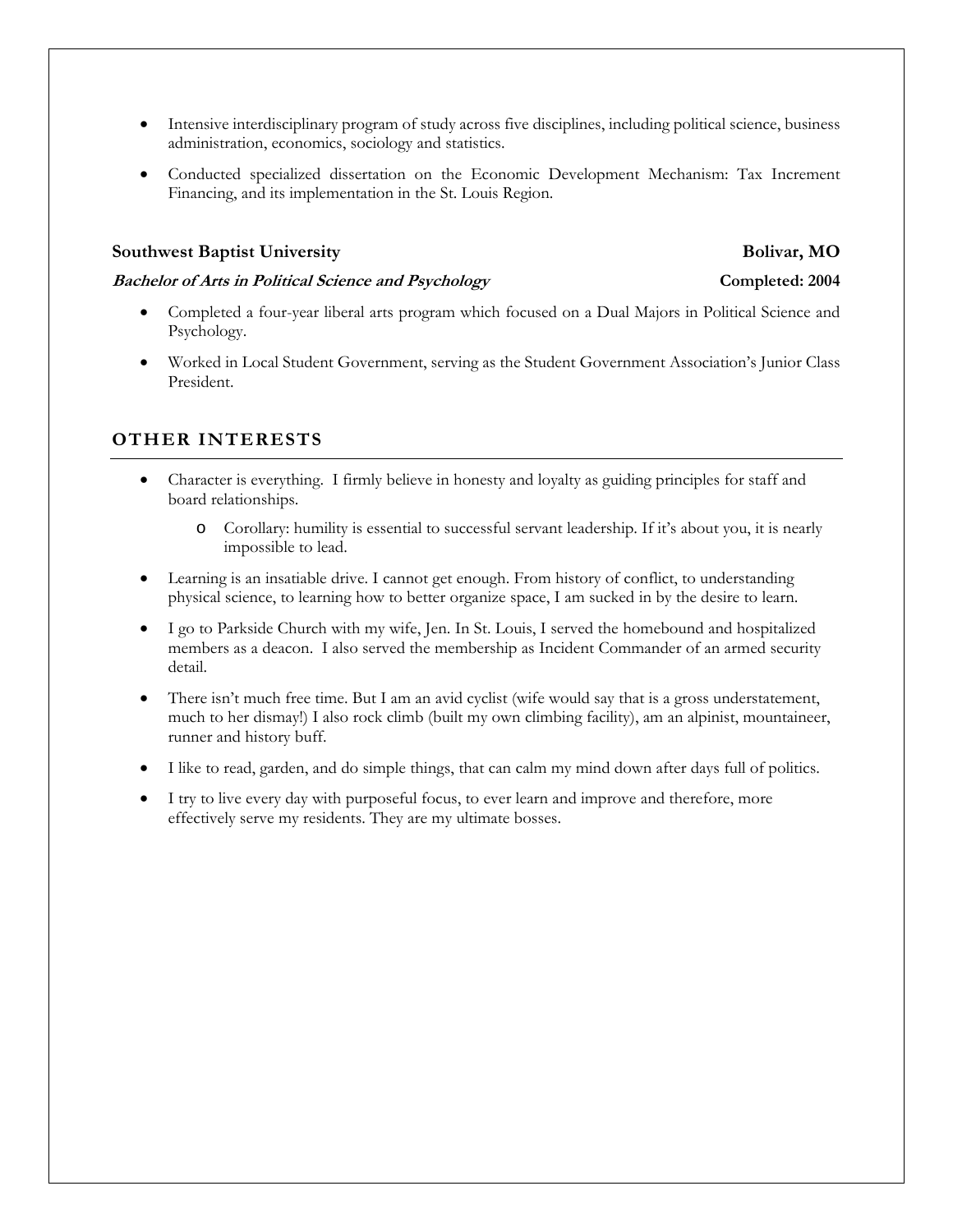- Intensive interdisciplinary program of study across five disciplines, including political science, business administration, economics, sociology and statistics.
- Conducted specialized dissertation on the Economic Development Mechanism: Tax Increment Financing, and its implementation in the St. Louis Region.

**Southwest Baptist University** **Bolivar, MO**

***Bachelor of Arts in Political Science and Psychology*** **Completed: 2004**

- Completed a four-year liberal arts program which focused on a Dual Majors in Political Science and Psychology.
- Worked in Local Student Government, serving as the Student Government Association's Junior Class President.

## OTHER INTERESTS

- Character is everything. I firmly believe in honesty and loyalty as guiding principles for staff and board relationships.
  - Corollary: humility is essential to successful servant leadership. If it's about you, it is nearly impossible to lead.
- Learning is an insatiable drive. I cannot get enough. From history of conflict, to understanding physical science, to learning how to better organize space, I am sucked in by the desire to learn.
- I go to Parkside Church with my wife, Jen. In St. Louis, I served the homebound and hospitalized members as a deacon. I also served the membership as Incident Commander of an armed security detail.
- There isn't much free time. But I am an avid cyclist (wife would say that is a gross understatement, much to her dismay!) I also rock climb (built my own climbing facility), am an alpinist, mountaineer, runner and history buff.
- I like to read, garden, and do simple things, that can calm my mind down after days full of politics.
- I try to live every day with purposeful focus, to ever learn and improve and therefore, more effectively serve my residents. They are my ultimate bosses.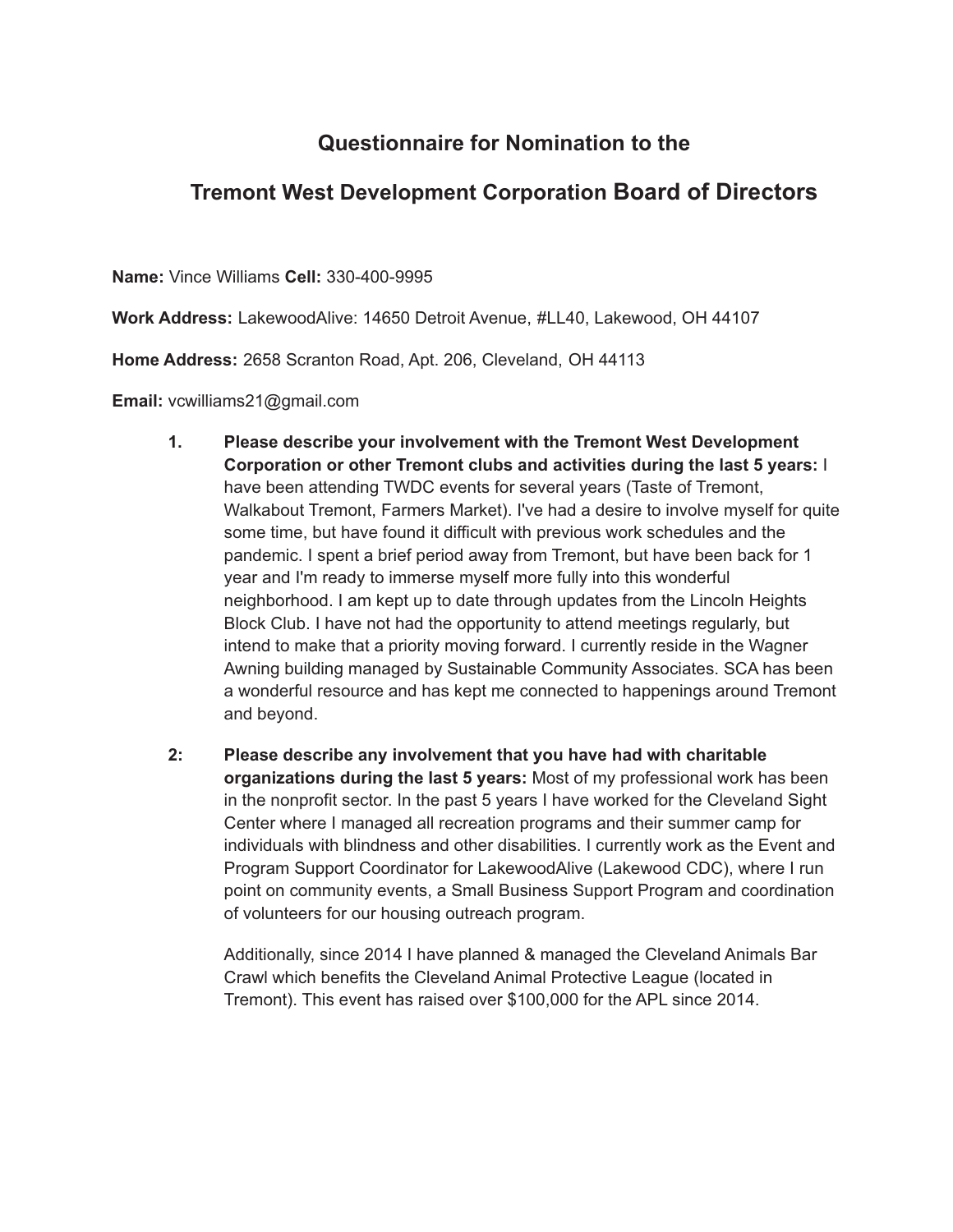# Questionnaire for Nomination to the

# Tremont West Development Corporation Board of Directors

**Name:** Vince Williams **Cell:** 330-400-9995

**Work Address:** LakewoodAlive: 14650 Detroit Avenue, #LL40, Lakewood, OH 44107

**Home Address:** 2658 Scranton Road, Apt. 206, Cleveland, OH 44113

**Email:** vcwilliams21@gmail.com

1. **Please describe your involvement with the Tremont West Development Corporation or other Tremont clubs and activities during the last 5 years:** I have been attending TWDC events for several years (Taste of Tremont, Walkabout Tremont, Farmers Market). I've had a desire to involve myself for quite some time, but have found it difficult with previous work schedules and the pandemic. I spent a brief period away from Tremont, but have been back for 1 year and I'm ready to immerse myself more fully into this wonderful neighborhood. I am kept up to date through updates from the Lincoln Heights Block Club. I have not had the opportunity to attend meetings regularly, but intend to make that a priority moving forward. I currently reside in the Wagner Awning building managed by Sustainable Community Associates. SCA has been a wonderful resource and has kept me connected to happenings around Tremont and beyond.

2: **Please describe any involvement that you have had with charitable organizations during the last 5 years:** Most of my professional work has been in the nonprofit sector. In the past 5 years I have worked for the Cleveland Sight Center where I managed all recreation programs and their summer camp for individuals with blindness and other disabilities. I currently work as the Event and Program Support Coordinator for LakewoodAlive (Lakewood CDC), where I run point on community events, a Small Business Support Program and coordination of volunteers for our housing outreach program.

   Additionally, since 2014 I have planned & managed the Cleveland Animals Bar Crawl which benefits the Cleveland Animal Protective League (located in Tremont). This event has raised over $100,000 for the APL since 2014.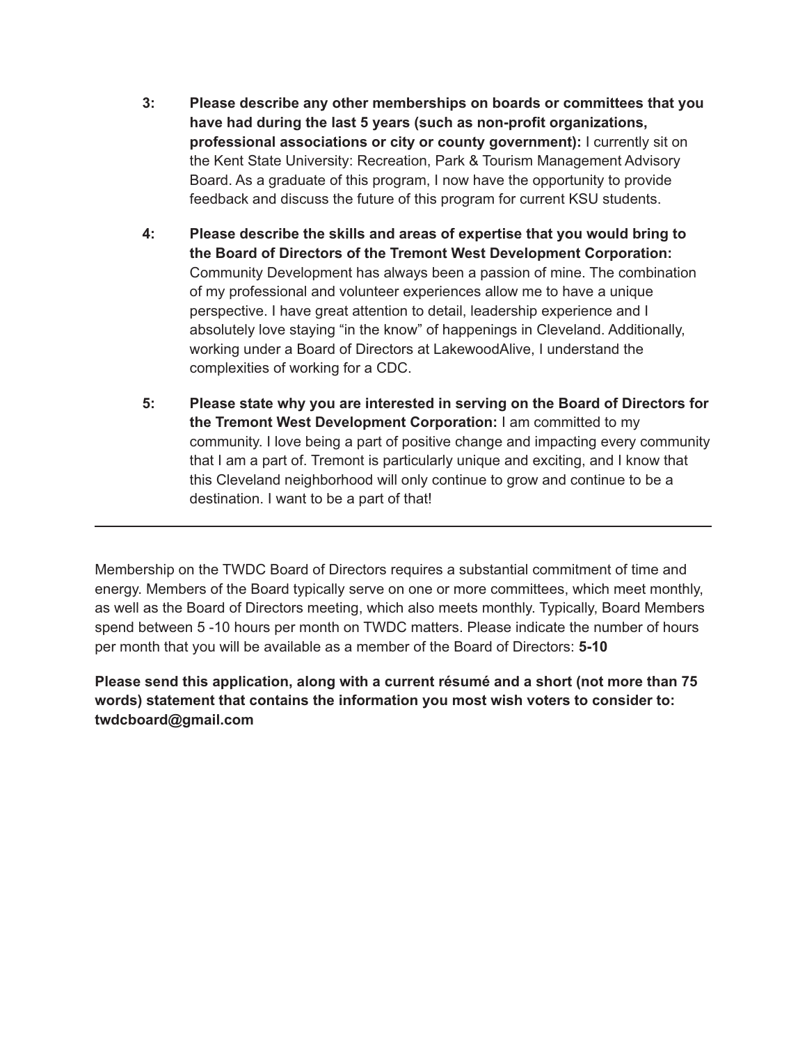3: **Please describe any other memberships on boards or committees that you have had during the last 5 years (such as non-profit organizations, professional associations or city or county government):** I currently sit on the Kent State University: Recreation, Park & Tourism Management Advisory Board. As a graduate of this program, I now have the opportunity to provide feedback and discuss the future of this program for current KSU students.

4: **Please describe the skills and areas of expertise that you would bring to the Board of Directors of the Tremont West Development Corporation:** Community Development has always been a passion of mine. The combination of my professional and volunteer experiences allow me to have a unique perspective. I have great attention to detail, leadership experience and I absolutely love staying "in the know" of happenings in Cleveland. Additionally, working under a Board of Directors at LakewoodAlive, I understand the complexities of working for a CDC.

5: **Please state why you are interested in serving on the Board of Directors for the Tremont West Development Corporation:** I am committed to my community. I love being a part of positive change and impacting every community that I am a part of. Tremont is particularly unique and exciting, and I know that this Cleveland neighborhood will only continue to grow and continue to be a destination. I want to be a part of that!

---

Membership on the TWDC Board of Directors requires a substantial commitment of time and energy. Members of the Board typically serve on one or more committees, which meet monthly, as well as the Board of Directors meeting, which also meets monthly. Typically, Board Members spend between 5 -10 hours per month on TWDC matters. Please indicate the number of hours per month that you will be available as a member of the Board of Directors: **5-10**

**Please send this application, along with a current résumé and a short (not more than 75 words) statement that contains the information you most wish voters to consider to: twdcboard@gmail.com**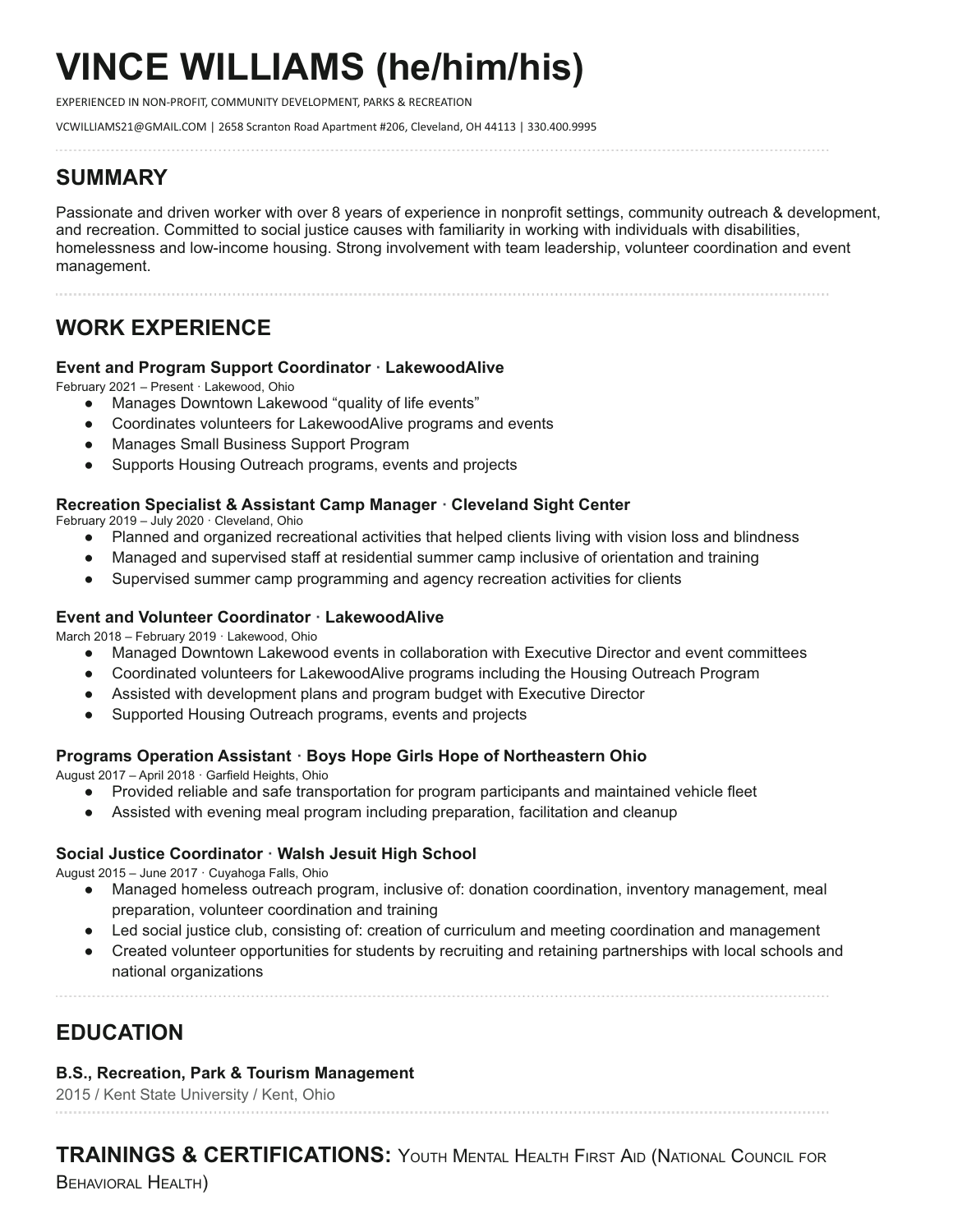# VINCE WILLIAMS (he/him/his)

EXPERIENCED IN NON-PROFIT, COMMUNITY DEVELOPMENT, PARKS & RECREATION

VCWILLIAMS21@GMAIL.COM | 2658 Scranton Road Apartment #206, Cleveland, OH 44113 | 330.400.9995

## SUMMARY

Passionate and driven worker with over 8 years of experience in nonprofit settings, community outreach & development, and recreation. Committed to social justice causes with familiarity in working with individuals with disabilities, homelessness and low-income housing. Strong involvement with team leadership, volunteer coordination and event management.

## WORK EXPERIENCE

**Event and Program Support Coordinator · LakewoodAlive**
February 2021 – Present · Lakewood, Ohio

- Manages Downtown Lakewood "quality of life events"
- Coordinates volunteers for LakewoodAlive programs and events
- Manages Small Business Support Program
- Supports Housing Outreach programs, events and projects

**Recreation Specialist & Assistant Camp Manager · Cleveland Sight Center**
February 2019 – July 2020 · Cleveland, Ohio

- Planned and organized recreational activities that helped clients living with vision loss and blindness
- Managed and supervised staff at residential summer camp inclusive of orientation and training
- Supervised summer camp programming and agency recreation activities for clients

**Event and Volunteer Coordinator · LakewoodAlive**
March 2018 – February 2019 · Lakewood, Ohio

- Managed Downtown Lakewood events in collaboration with Executive Director and event committees
- Coordinated volunteers for LakewoodAlive programs including the Housing Outreach Program
- Assisted with development plans and program budget with Executive Director
- Supported Housing Outreach programs, events and projects

**Programs Operation Assistant · Boys Hope Girls Hope of Northeastern Ohio**
August 2017 – April 2018 · Garfield Heights, Ohio

- Provided reliable and safe transportation for program participants and maintained vehicle fleet
- Assisted with evening meal program including preparation, facilitation and cleanup

**Social Justice Coordinator · Walsh Jesuit High School**
August 2015 – June 2017 · Cuyahoga Falls, Ohio

- Managed homeless outreach program, inclusive of: donation coordination, inventory management, meal preparation, volunteer coordination and training
- Led social justice club, consisting of: creation of curriculum and meeting coordination and management
- Created volunteer opportunities for students by recruiting and retaining partnerships with local schools and national organizations

## EDUCATION

**B.S., Recreation, Park & Tourism Management**
2015 / Kent State University / Kent, Ohio

## TRAININGS & CERTIFICATIONS: Youth Mental Health First Aid (National Council for Behavioral Health)